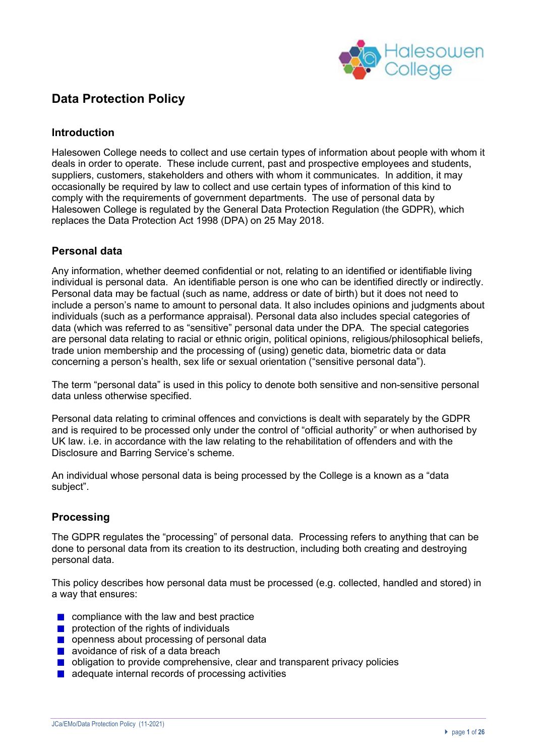# Data Protection Policy

## Introduction

Halesowen College needs to collect and use certain types of information about people with whom it deals in order to operate. These include current, past and prospective employees and students, suppliers, customers, stakeholders and others with whom it communicates. In addition, it may occasionally be required by law to collect and use certain types of information of this kind to comply with the requirements of government departments. The use of personal data by Halesowen College is regulated by the General Data Protection Regulation (the GDPR), which replaces the Data Protection Act 1998 (DPA) on 25 May 2018.

## Personal data

Any information, whether deemed confidential or not, relating to an identified or identifiable living individual is personal data. An identifiable person is one who can be identified directly or indirectly. Personal data may be factual (such as name, address or date of birth) but it does not need to include a person's name to amount to personal data. It also includes opinions and judgments about individuals (such as a performance appraisal). Personal data also includes special categories of data (which was referred to as "sensitive" personal data under the DPA. The special categories are personal data relating to racial or ethnic origin, political opinions, religious/philosophical beliefs, trade union membership and the processing of (using) genetic data, biometric data or data concerning a person's health, sex life or sexual orientation ("sensitive personal data").

The term "personal data" is used in this policy to denote both sensitive and non-sensitive personal data unless otherwise specified.

Personal data relating to criminal offences and convictions is dealt with separately by the GDPR and is required to be processed only under the control of "official authority" or when authorised by UK law. i.e. in accordance with the law relating to the rehabilitation of offenders and with the Disclosure and Barring Service's scheme.

An individual whose personal data is being processed by the College is a known as a "data subject".

## Processing

The GDPR regulates the "processing" of personal data. Processing refers to anything that can be done to personal data from its creation to its destruction, including both creating and destroying personal data.

This policy describes how personal data must be processed (e.g. collected, handled and stored) in a way that ensures:

- compliance with the law and best practice
- protection of the rights of individuals
- openness about processing of personal data
- avoidance of risk of a data breach
- obligation to provide comprehensive, clear and transparent privacy policies
- adequate internal records of processing activities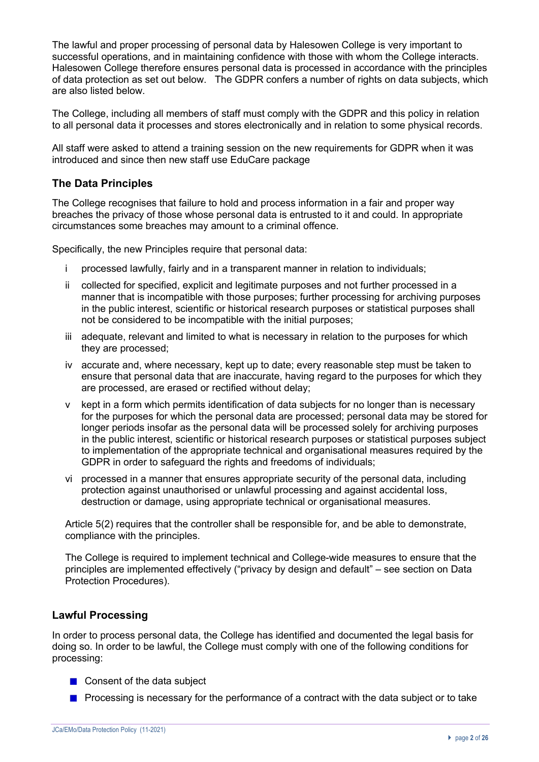The lawful and proper processing of personal data by Halesowen College is very important to successful operations, and in maintaining confidence with those with whom the College interacts. Halesowen College therefore ensures personal data is processed in accordance with the principles of data protection as set out below. The GDPR confers a number of rights on data subjects, which are also listed below.

The College, including all members of staff must comply with the GDPR and this policy in relation to all personal data it processes and stores electronically and in relation to some physical records.

All staff were asked to attend a training session on the new requirements for GDPR when it was introduced and since then new staff use EduCare package

## The Data Principles

The College recognises that failure to hold and process information in a fair and proper way breaches the privacy of those whose personal data is entrusted to it and could. In appropriate circumstances some breaches may amount to a criminal offence.

Specifically, the new Principles require that personal data:

i processed lawfully, fairly and in a transparent manner in relation to individuals;

ii collected for specified, explicit and legitimate purposes and not further processed in a manner that is incompatible with those purposes; further processing for archiving purposes in the public interest, scientific or historical research purposes or statistical purposes shall not be considered to be incompatible with the initial purposes;

iii adequate, relevant and limited to what is necessary in relation to the purposes for which they are processed;

iv accurate and, where necessary, kept up to date; every reasonable step must be taken to ensure that personal data that are inaccurate, having regard to the purposes for which they are processed, are erased or rectified without delay;

v kept in a form which permits identification of data subjects for no longer than is necessary for the purposes for which the personal data are processed; personal data may be stored for longer periods insofar as the personal data will be processed solely for archiving purposes in the public interest, scientific or historical research purposes or statistical purposes subject to implementation of the appropriate technical and organisational measures required by the GDPR in order to safeguard the rights and freedoms of individuals;

vi processed in a manner that ensures appropriate security of the personal data, including protection against unauthorised or unlawful processing and against accidental loss, destruction or damage, using appropriate technical or organisational measures.

Article 5(2) requires that the controller shall be responsible for, and be able to demonstrate, compliance with the principles.

The College is required to implement technical and College-wide measures to ensure that the principles are implemented effectively ("privacy by design and default" – see section on Data Protection Procedures).

## Lawful Processing

In order to process personal data, the College has identified and documented the legal basis for doing so. In order to be lawful, the College must comply with one of the following conditions for processing:

- Consent of the data subject
- Processing is necessary for the performance of a contract with the data subject or to take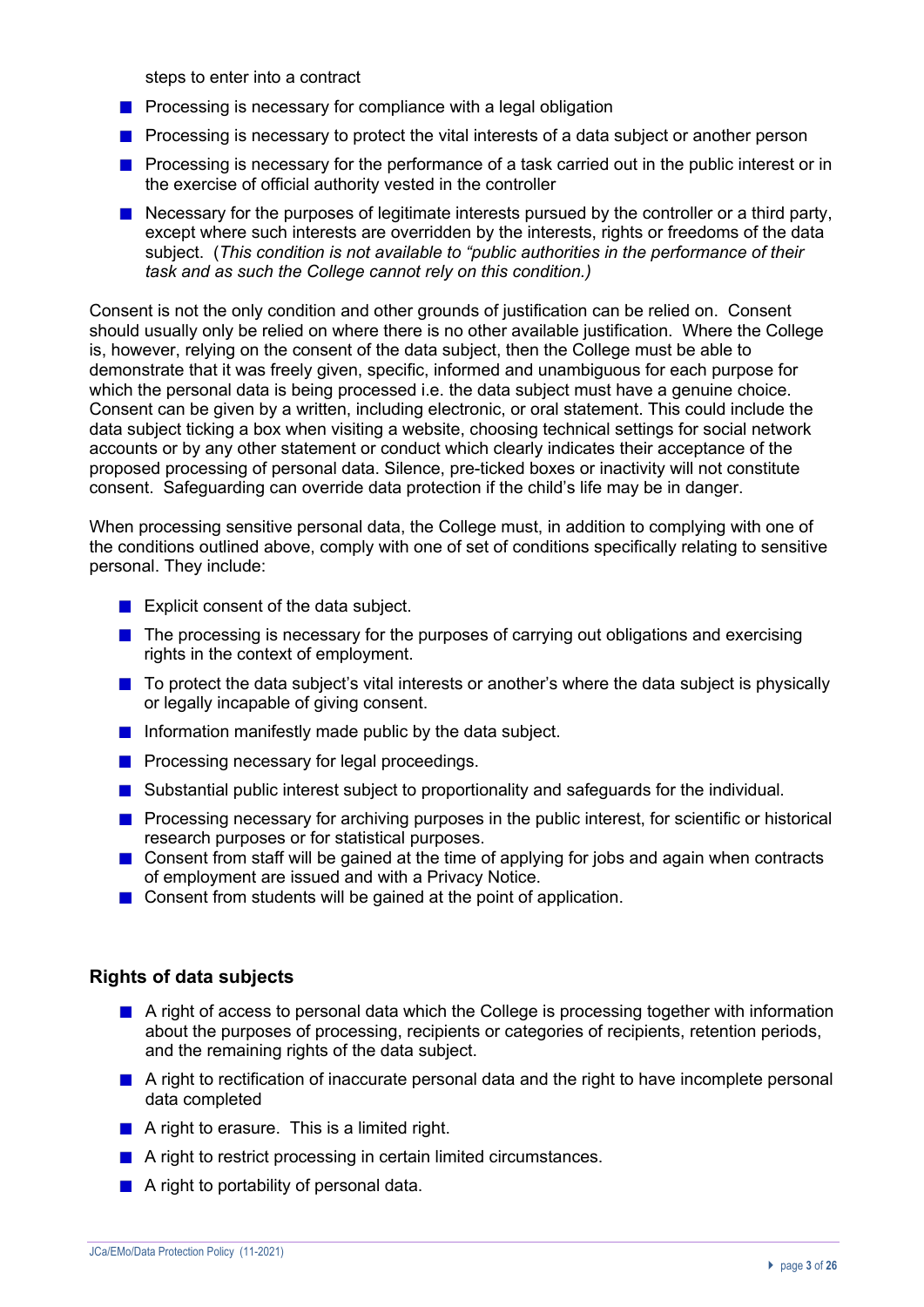steps to enter into a contract

- Processing is necessary for compliance with a legal obligation
- Processing is necessary to protect the vital interests of a data subject or another person
- Processing is necessary for the performance of a task carried out in the public interest or in the exercise of official authority vested in the controller
- Necessary for the purposes of legitimate interests pursued by the controller or a third party, except where such interests are overridden by the interests, rights or freedoms of the data subject. (*This condition is not available to "public authorities in the performance of their task and as such the College cannot rely on this condition.)*

Consent is not the only condition and other grounds of justification can be relied on. Consent should usually only be relied on where there is no other available justification. Where the College is, however, relying on the consent of the data subject, then the College must be able to demonstrate that it was freely given, specific, informed and unambiguous for each purpose for which the personal data is being processed i.e. the data subject must have a genuine choice. Consent can be given by a written, including electronic, or oral statement. This could include the data subject ticking a box when visiting a website, choosing technical settings for social network accounts or by any other statement or conduct which clearly indicates their acceptance of the proposed processing of personal data. Silence, pre-ticked boxes or inactivity will not constitute consent. Safeguarding can override data protection if the child's life may be in danger.

When processing sensitive personal data, the College must, in addition to complying with one of the conditions outlined above, comply with one of set of conditions specifically relating to sensitive personal. They include:

- Explicit consent of the data subject.
- The processing is necessary for the purposes of carrying out obligations and exercising rights in the context of employment.
- To protect the data subject's vital interests or another's where the data subject is physically or legally incapable of giving consent.
- Information manifestly made public by the data subject.
- Processing necessary for legal proceedings.
- Substantial public interest subject to proportionality and safeguards for the individual.
- Processing necessary for archiving purposes in the public interest, for scientific or historical research purposes or for statistical purposes.
- Consent from staff will be gained at the time of applying for jobs and again when contracts of employment are issued and with a Privacy Notice.
- Consent from students will be gained at the point of application.

### Rights of data subjects

- A right of access to personal data which the College is processing together with information about the purposes of processing, recipients or categories of recipients, retention periods, and the remaining rights of the data subject.
- A right to rectification of inaccurate personal data and the right to have incomplete personal data completed
- A right to erasure. This is a limited right.
- A right to restrict processing in certain limited circumstances.
- A right to portability of personal data.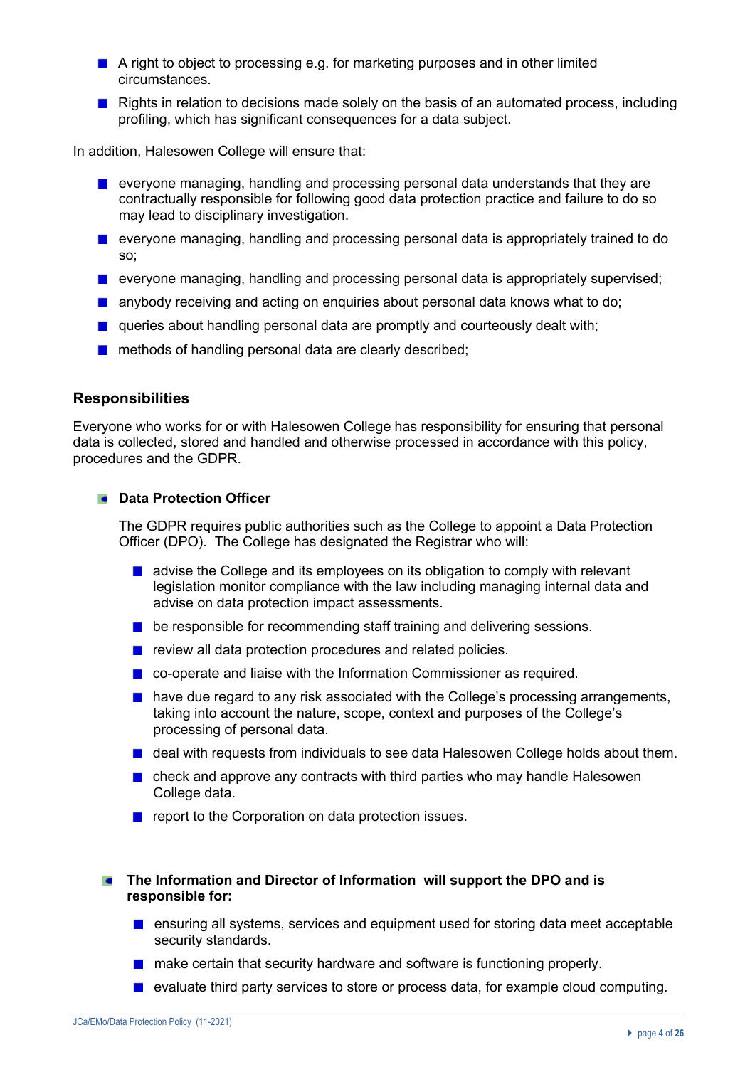- A right to object to processing e.g. for marketing purposes and in other limited circumstances.
- Rights in relation to decisions made solely on the basis of an automated process, including profiling, which has significant consequences for a data subject.

In addition, Halesowen College will ensure that:

- everyone managing, handling and processing personal data understands that they are contractually responsible for following good data protection practice and failure to do so may lead to disciplinary investigation.
- everyone managing, handling and processing personal data is appropriately trained to do so;
- everyone managing, handling and processing personal data is appropriately supervised;
- anybody receiving and acting on enquiries about personal data knows what to do;
- queries about handling personal data are promptly and courteously dealt with;
- methods of handling personal data are clearly described;

## Responsibilities

Everyone who works for or with Halesowen College has responsibility for ensuring that personal data is collected, stored and handled and otherwise processed in accordance with this policy, procedures and the GDPR.

### Data Protection Officer

The GDPR requires public authorities such as the College to appoint a Data Protection Officer (DPO). The College has designated the Registrar who will:

- advise the College and its employees on its obligation to comply with relevant legislation monitor compliance with the law including managing internal data and advise on data protection impact assessments.
- be responsible for recommending staff training and delivering sessions.
- review all data protection procedures and related policies.
- co-operate and liaise with the Information Commissioner as required.
- have due regard to any risk associated with the College's processing arrangements, taking into account the nature, scope, context and purposes of the College's processing of personal data.
- deal with requests from individuals to see data Halesowen College holds about them.
- check and approve any contracts with third parties who may handle Halesowen College data.
- report to the Corporation on data protection issues.

### The Information and Director of Information will support the DPO and is responsible for:

- ensuring all systems, services and equipment used for storing data meet acceptable security standards.
- make certain that security hardware and software is functioning properly.
- evaluate third party services to store or process data, for example cloud computing.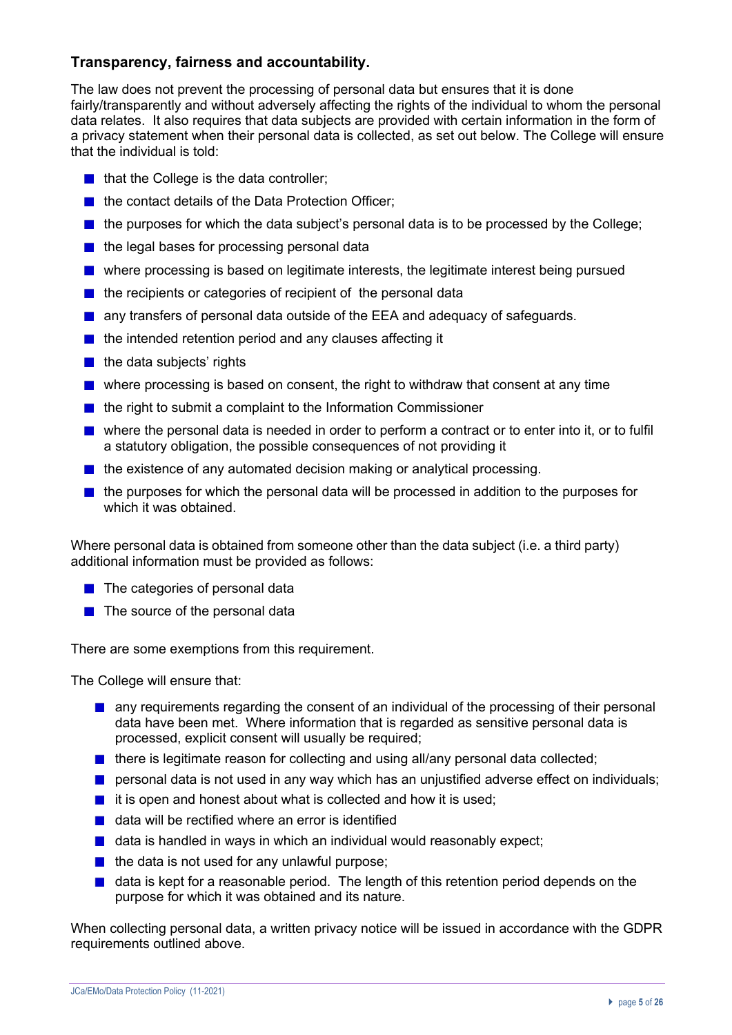### Transparency, fairness and accountability.

The law does not prevent the processing of personal data but ensures that it is done fairly/transparently and without adversely affecting the rights of the individual to whom the personal data relates. It also requires that data subjects are provided with certain information in the form of a privacy statement when their personal data is collected, as set out below. The College will ensure that the individual is told:

- that the College is the data controller;
- the contact details of the Data Protection Officer;
- the purposes for which the data subject's personal data is to be processed by the College;
- the legal bases for processing personal data
- where processing is based on legitimate interests, the legitimate interest being pursued
- the recipients or categories of recipient of the personal data
- any transfers of personal data outside of the EEA and adequacy of safeguards.
- the intended retention period and any clauses affecting it
- the data subjects' rights
- where processing is based on consent, the right to withdraw that consent at any time
- the right to submit a complaint to the Information Commissioner
- where the personal data is needed in order to perform a contract or to enter into it, or to fulfil a statutory obligation, the possible consequences of not providing it
- the existence of any automated decision making or analytical processing.
- the purposes for which the personal data will be processed in addition to the purposes for which it was obtained.

Where personal data is obtained from someone other than the data subject (i.e. a third party) additional information must be provided as follows:

- The categories of personal data
- The source of the personal data

There are some exemptions from this requirement.

The College will ensure that:

- any requirements regarding the consent of an individual of the processing of their personal data have been met. Where information that is regarded as sensitive personal data is processed, explicit consent will usually be required;
- there is legitimate reason for collecting and using all/any personal data collected;
- personal data is not used in any way which has an unjustified adverse effect on individuals;
- it is open and honest about what is collected and how it is used;
- data will be rectified where an error is identified
- data is handled in ways in which an individual would reasonably expect;
- the data is not used for any unlawful purpose;
- data is kept for a reasonable period. The length of this retention period depends on the purpose for which it was obtained and its nature.

When collecting personal data, a written privacy notice will be issued in accordance with the GDPR requirements outlined above.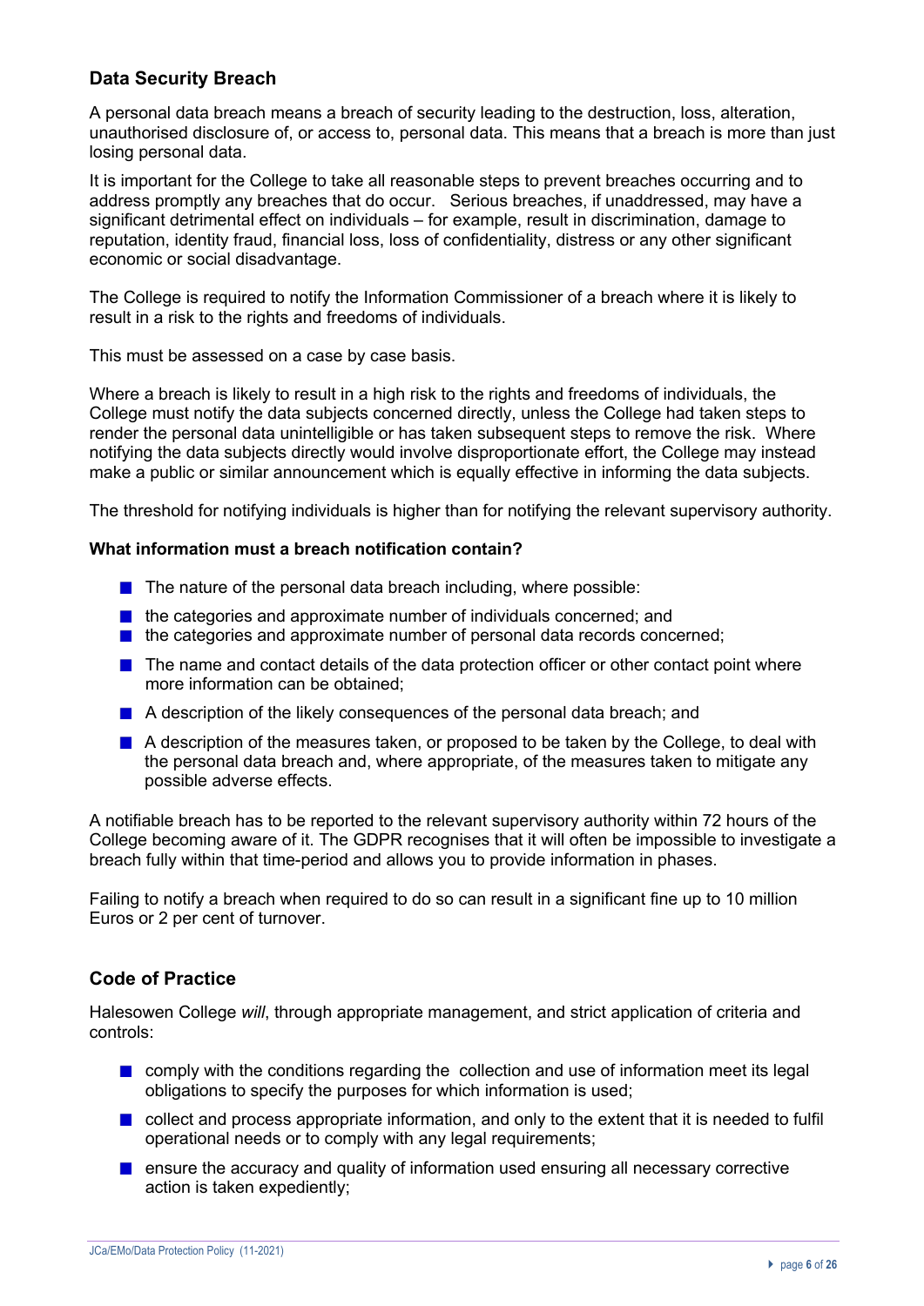## Data Security Breach

A personal data breach means a breach of security leading to the destruction, loss, alteration, unauthorised disclosure of, or access to, personal data. This means that a breach is more than just losing personal data.

It is important for the College to take all reasonable steps to prevent breaches occurring and to address promptly any breaches that do occur. Serious breaches, if unaddressed, may have a significant detrimental effect on individuals – for example, result in discrimination, damage to reputation, identity fraud, financial loss, loss of confidentiality, distress or any other significant economic or social disadvantage.

The College is required to notify the Information Commissioner of a breach where it is likely to result in a risk to the rights and freedoms of individuals.

This must be assessed on a case by case basis.

Where a breach is likely to result in a high risk to the rights and freedoms of individuals, the College must notify the data subjects concerned directly, unless the College had taken steps to render the personal data unintelligible or has taken subsequent steps to remove the risk. Where notifying the data subjects directly would involve disproportionate effort, the College may instead make a public or similar announcement which is equally effective in informing the data subjects.

The threshold for notifying individuals is higher than for notifying the relevant supervisory authority.

### What information must a breach notification contain?

- The nature of the personal data breach including, where possible:
- the categories and approximate number of individuals concerned; and
- the categories and approximate number of personal data records concerned;
- The name and contact details of the data protection officer or other contact point where more information can be obtained;
- A description of the likely consequences of the personal data breach; and
- A description of the measures taken, or proposed to be taken by the College, to deal with the personal data breach and, where appropriate, of the measures taken to mitigate any possible adverse effects.

A notifiable breach has to be reported to the relevant supervisory authority within 72 hours of the College becoming aware of it. The GDPR recognises that it will often be impossible to investigate a breach fully within that time-period and allows you to provide information in phases.

Failing to notify a breach when required to do so can result in a significant fine up to 10 million Euros or 2 per cent of turnover.

## Code of Practice

Halesowen College *will*, through appropriate management, and strict application of criteria and controls:

- comply with the conditions regarding the collection and use of information meet its legal obligations to specify the purposes for which information is used;
- collect and process appropriate information, and only to the extent that it is needed to fulfil operational needs or to comply with any legal requirements;
- ensure the accuracy and quality of information used ensuring all necessary corrective action is taken expediently;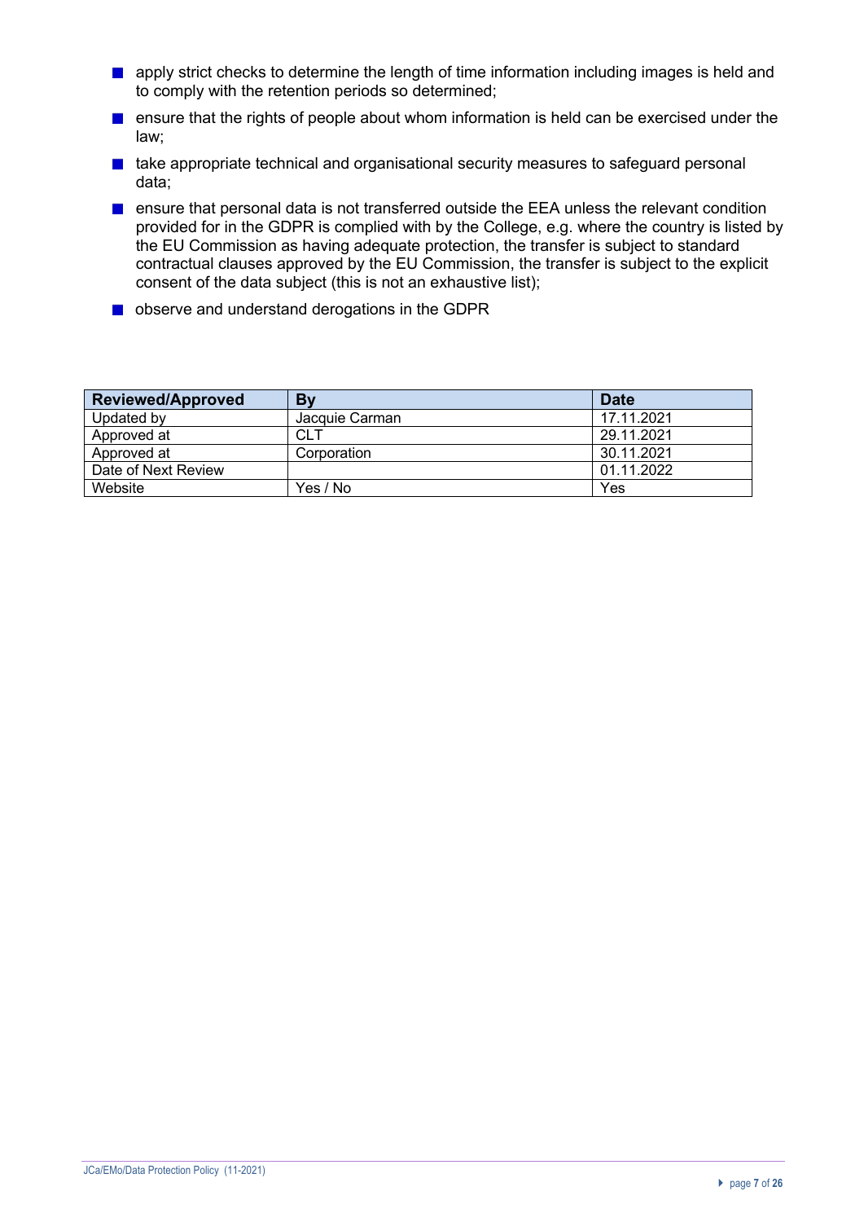- apply strict checks to determine the length of time information including images is held and to comply with the retention periods so determined;
- ensure that the rights of people about whom information is held can be exercised under the law;
- take appropriate technical and organisational security measures to safeguard personal data;
- ensure that personal data is not transferred outside the EEA unless the relevant condition provided for in the GDPR is complied with by the College, e.g. where the country is listed by the EU Commission as having adequate protection, the transfer is subject to standard contractual clauses approved by the EU Commission, the transfer is subject to the explicit consent of the data subject (this is not an exhaustive list);
- observe and understand derogations in the GDPR

| Reviewed/Approved | By | Date |
|---|---|---|
| Updated by | Jacquie Carman | 17.11.2021 |
| Approved at | CLT | 29.11.2021 |
| Approved at | Corporation | 30.11.2021 |
| Date of Next Review | | 01.11.2022 |
| Website | Yes / No | Yes |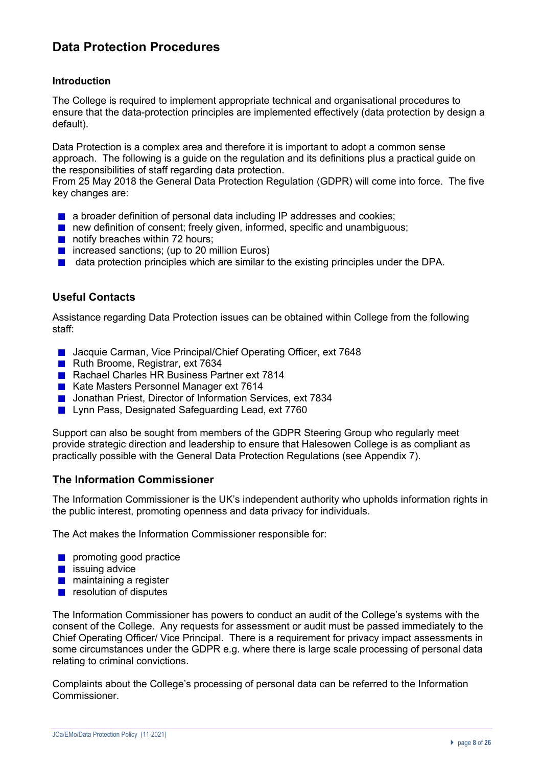## Data Protection Procedures

### Introduction

The College is required to implement appropriate technical and organisational procedures to ensure that the data-protection principles are implemented effectively (data protection by design a default).

Data Protection is a complex area and therefore it is important to adopt a common sense approach. The following is a guide on the regulation and its definitions plus a practical guide on the responsibilities of staff regarding data protection.
From 25 May 2018 the General Data Protection Regulation (GDPR) will come into force. The five key changes are:

- a broader definition of personal data including IP addresses and cookies;
- new definition of consent; freely given, informed, specific and unambiguous;
- notify breaches within 72 hours;
- increased sanctions; (up to 20 million Euros)
- data protection principles which are similar to the existing principles under the DPA.

## Useful Contacts

Assistance regarding Data Protection issues can be obtained within College from the following staff:

- Jacquie Carman, Vice Principal/Chief Operating Officer, ext 7648
- Ruth Broome, Registrar, ext 7634
- Rachael Charles HR Business Partner ext 7814
- Kate Masters Personnel Manager ext 7614
- Jonathan Priest, Director of Information Services, ext 7834
- Lynn Pass, Designated Safeguarding Lead, ext 7760

Support can also be sought from members of the GDPR Steering Group who regularly meet provide strategic direction and leadership to ensure that Halesowen College is as compliant as practically possible with the General Data Protection Regulations (see Appendix 7).

## The Information Commissioner

The Information Commissioner is the UK's independent authority who upholds information rights in the public interest, promoting openness and data privacy for individuals.

The Act makes the Information Commissioner responsible for:

- promoting good practice
- issuing advice
- maintaining a register
- resolution of disputes

The Information Commissioner has powers to conduct an audit of the College's systems with the consent of the College. Any requests for assessment or audit must be passed immediately to the Chief Operating Officer/ Vice Principal. There is a requirement for privacy impact assessments in some circumstances under the GDPR e.g. where there is large scale processing of personal data relating to criminal convictions.

Complaints about the College's processing of personal data can be referred to the Information Commissioner.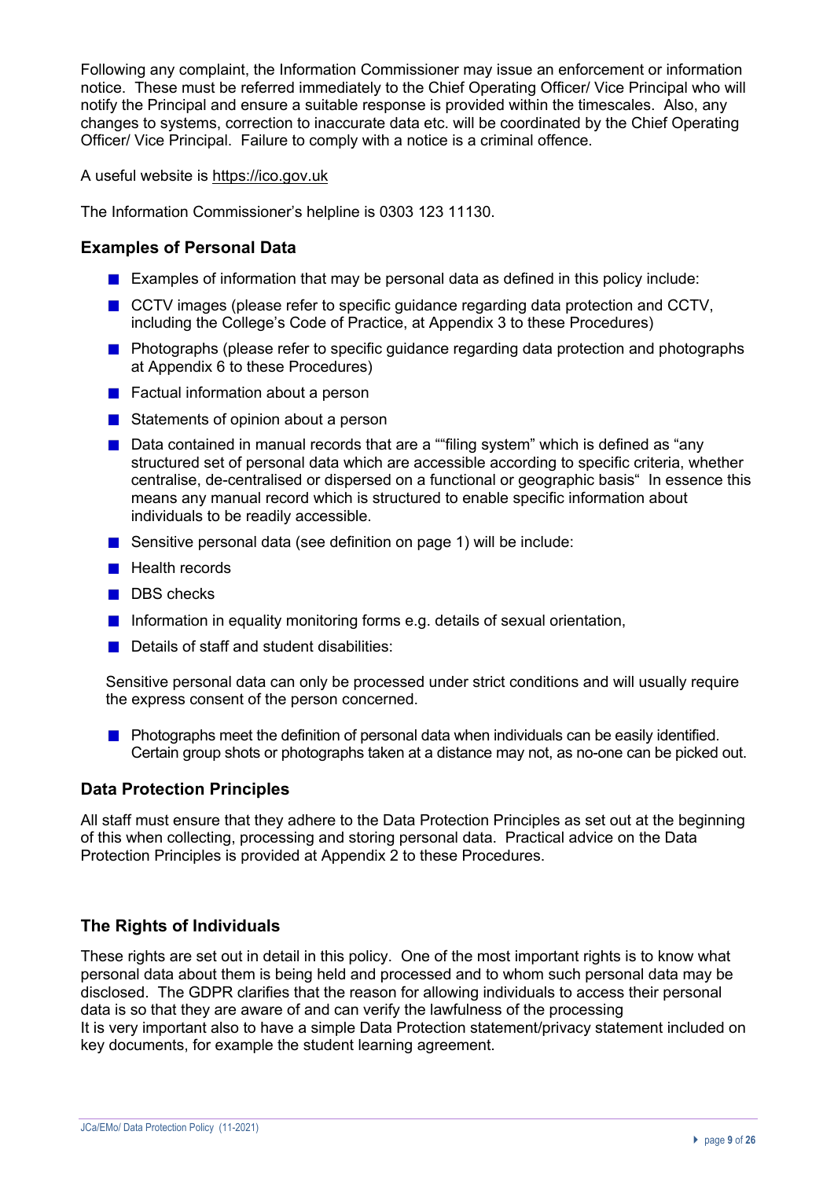Following any complaint, the Information Commissioner may issue an enforcement or information notice. These must be referred immediately to the Chief Operating Officer/ Vice Principal who will notify the Principal and ensure a suitable response is provided within the timescales. Also, any changes to systems, correction to inaccurate data etc. will be coordinated by the Chief Operating Officer/ Vice Principal. Failure to comply with a notice is a criminal offence.

A useful website is https://ico.gov.uk

The Information Commissioner's helpline is 0303 123 11130.

### Examples of Personal Data

- Examples of information that may be personal data as defined in this policy include:
- CCTV images (please refer to specific guidance regarding data protection and CCTV, including the College's Code of Practice, at Appendix 3 to these Procedures)
- Photographs (please refer to specific guidance regarding data protection and photographs at Appendix 6 to these Procedures)
- Factual information about a person
- Statements of opinion about a person
- Data contained in manual records that are a ""filing system" which is defined as "any structured set of personal data which are accessible according to specific criteria, whether centralise, de-centralised or dispersed on a functional or geographic basis" In essence this means any manual record which is structured to enable specific information about individuals to be readily accessible.
- Sensitive personal data (see definition on page 1) will be include:
- Health records
- DBS checks
- Information in equality monitoring forms e.g. details of sexual orientation,
- Details of staff and student disabilities:

Sensitive personal data can only be processed under strict conditions and will usually require the express consent of the person concerned.

- Photographs meet the definition of personal data when individuals can be easily identified. Certain group shots or photographs taken at a distance may not, as no-one can be picked out.

### Data Protection Principles

All staff must ensure that they adhere to the Data Protection Principles as set out at the beginning of this when collecting, processing and storing personal data. Practical advice on the Data Protection Principles is provided at Appendix 2 to these Procedures.

### The Rights of Individuals

These rights are set out in detail in this policy. One of the most important rights is to know what personal data about them is being held and processed and to whom such personal data may be disclosed. The GDPR clarifies that the reason for allowing individuals to access their personal data is so that they are aware of and can verify the lawfulness of the processing
It is very important also to have a simple Data Protection statement/privacy statement included on key documents, for example the student learning agreement.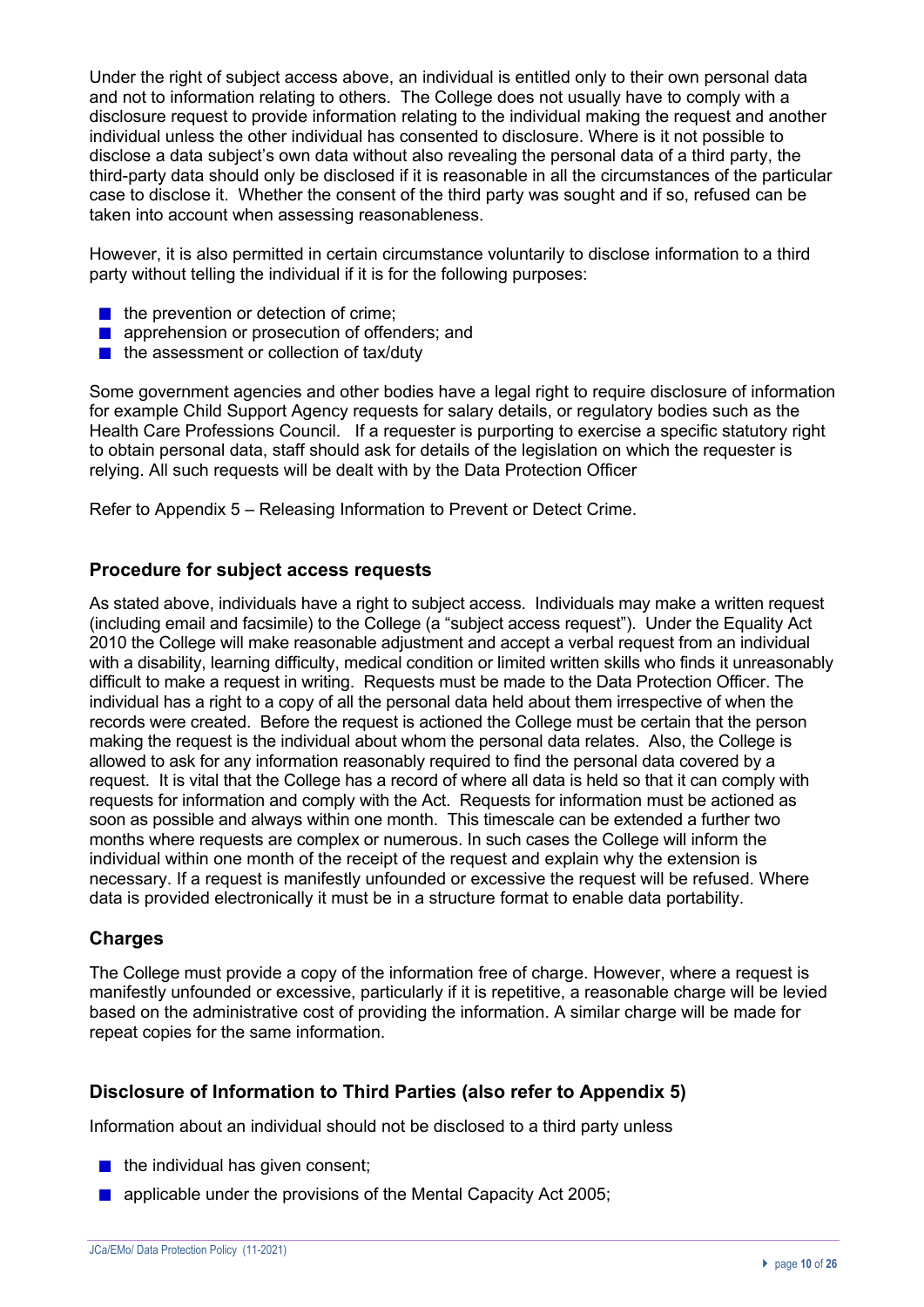Under the right of subject access above, an individual is entitled only to their own personal data and not to information relating to others. The College does not usually have to comply with a disclosure request to provide information relating to the individual making the request and another individual unless the other individual has consented to disclosure. Where is it not possible to disclose a data subject's own data without also revealing the personal data of a third party, the third-party data should only be disclosed if it is reasonable in all the circumstances of the particular case to disclose it. Whether the consent of the third party was sought and if so, refused can be taken into account when assessing reasonableness.

However, it is also permitted in certain circumstance voluntarily to disclose information to a third party without telling the individual if it is for the following purposes:

- the prevention or detection of crime;
- apprehension or prosecution of offenders; and
- the assessment or collection of tax/duty

Some government agencies and other bodies have a legal right to require disclosure of information for example Child Support Agency requests for salary details, or regulatory bodies such as the Health Care Professions Council. If a requester is purporting to exercise a specific statutory right to obtain personal data, staff should ask for details of the legislation on which the requester is relying. All such requests will be dealt with by the Data Protection Officer

Refer to Appendix 5 – Releasing Information to Prevent or Detect Crime.

## Procedure for subject access requests

As stated above, individuals have a right to subject access. Individuals may make a written request (including email and facsimile) to the College (a "subject access request"). Under the Equality Act 2010 the College will make reasonable adjustment and accept a verbal request from an individual with a disability, learning difficulty, medical condition or limited written skills who finds it unreasonably difficult to make a request in writing. Requests must be made to the Data Protection Officer. The individual has a right to a copy of all the personal data held about them irrespective of when the records were created. Before the request is actioned the College must be certain that the person making the request is the individual about whom the personal data relates. Also, the College is allowed to ask for any information reasonably required to find the personal data covered by a request. It is vital that the College has a record of where all data is held so that it can comply with requests for information and comply with the Act. Requests for information must be actioned as soon as possible and always within one month. This timescale can be extended a further two months where requests are complex or numerous. In such cases the College will inform the individual within one month of the receipt of the request and explain why the extension is necessary. If a request is manifestly unfounded or excessive the request will be refused. Where data is provided electronically it must be in a structure format to enable data portability.

## Charges

The College must provide a copy of the information free of charge. However, where a request is manifestly unfounded or excessive, particularly if it is repetitive, a reasonable charge will be levied based on the administrative cost of providing the information. A similar charge will be made for repeat copies for the same information.

## Disclosure of Information to Third Parties (also refer to Appendix 5)

Information about an individual should not be disclosed to a third party unless

- the individual has given consent;
- applicable under the provisions of the Mental Capacity Act 2005;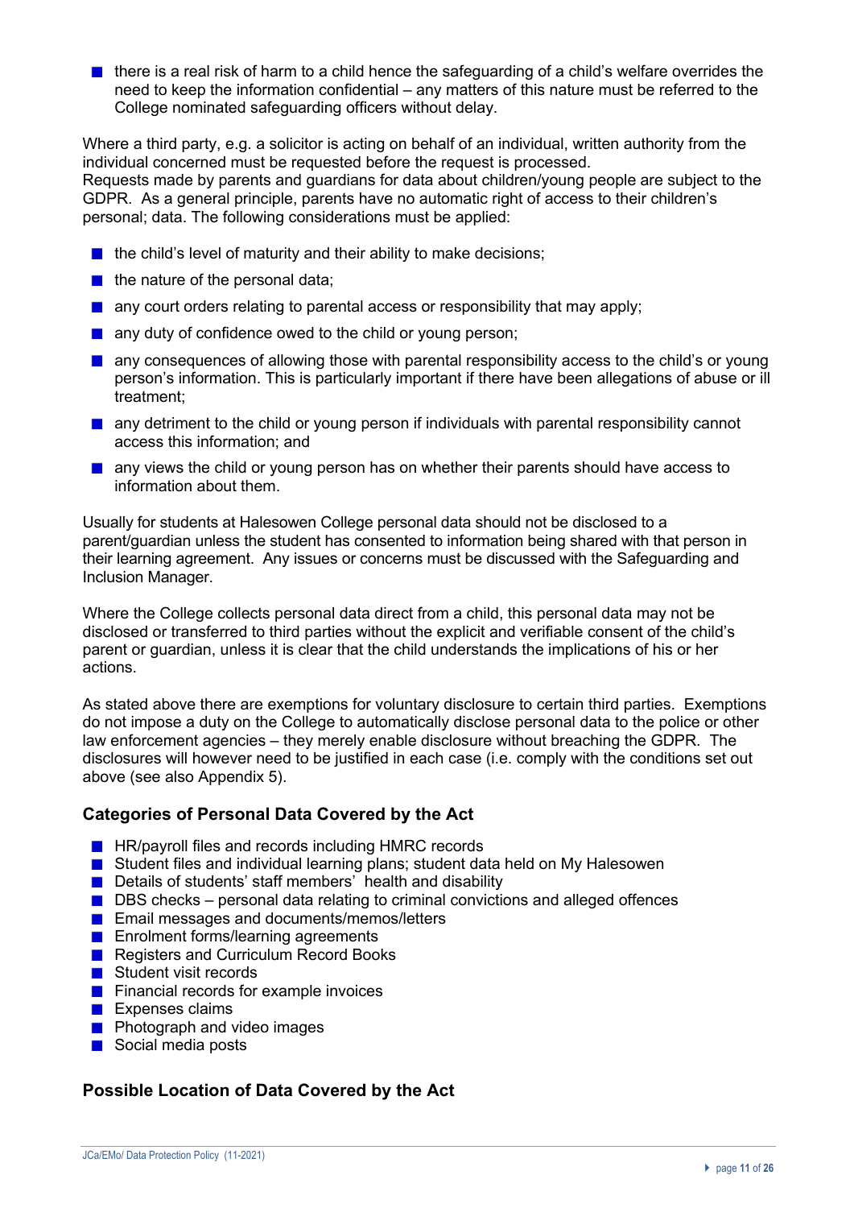- there is a real risk of harm to a child hence the safeguarding of a child's welfare overrides the need to keep the information confidential – any matters of this nature must be referred to the College nominated safeguarding officers without delay.

Where a third party, e.g. a solicitor is acting on behalf of an individual, written authority from the individual concerned must be requested before the request is processed.
Requests made by parents and guardians for data about children/young people are subject to the GDPR. As a general principle, parents have no automatic right of access to their children's personal; data. The following considerations must be applied:

- the child's level of maturity and their ability to make decisions;
- the nature of the personal data;
- any court orders relating to parental access or responsibility that may apply;
- any duty of confidence owed to the child or young person;
- any consequences of allowing those with parental responsibility access to the child's or young person's information. This is particularly important if there have been allegations of abuse or ill treatment;
- any detriment to the child or young person if individuals with parental responsibility cannot access this information; and
- any views the child or young person has on whether their parents should have access to information about them.

Usually for students at Halesowen College personal data should not be disclosed to a parent/guardian unless the student has consented to information being shared with that person in their learning agreement. Any issues or concerns must be discussed with the Safeguarding and Inclusion Manager.

Where the College collects personal data direct from a child, this personal data may not be disclosed or transferred to third parties without the explicit and verifiable consent of the child's parent or guardian, unless it is clear that the child understands the implications of his or her actions.

As stated above there are exemptions for voluntary disclosure to certain third parties. Exemptions do not impose a duty on the College to automatically disclose personal data to the police or other law enforcement agencies – they merely enable disclosure without breaching the GDPR. The disclosures will however need to be justified in each case (i.e. comply with the conditions set out above (see also Appendix 5).

### Categories of Personal Data Covered by the Act

- HR/payroll files and records including HMRC records
- Student files and individual learning plans; student data held on My Halesowen
- Details of students' staff members' health and disability
- DBS checks – personal data relating to criminal convictions and alleged offences
- Email messages and documents/memos/letters
- Enrolment forms/learning agreements
- Registers and Curriculum Record Books
- Student visit records
- Financial records for example invoices
- Expenses claims
- Photograph and video images
- Social media posts

### Possible Location of Data Covered by the Act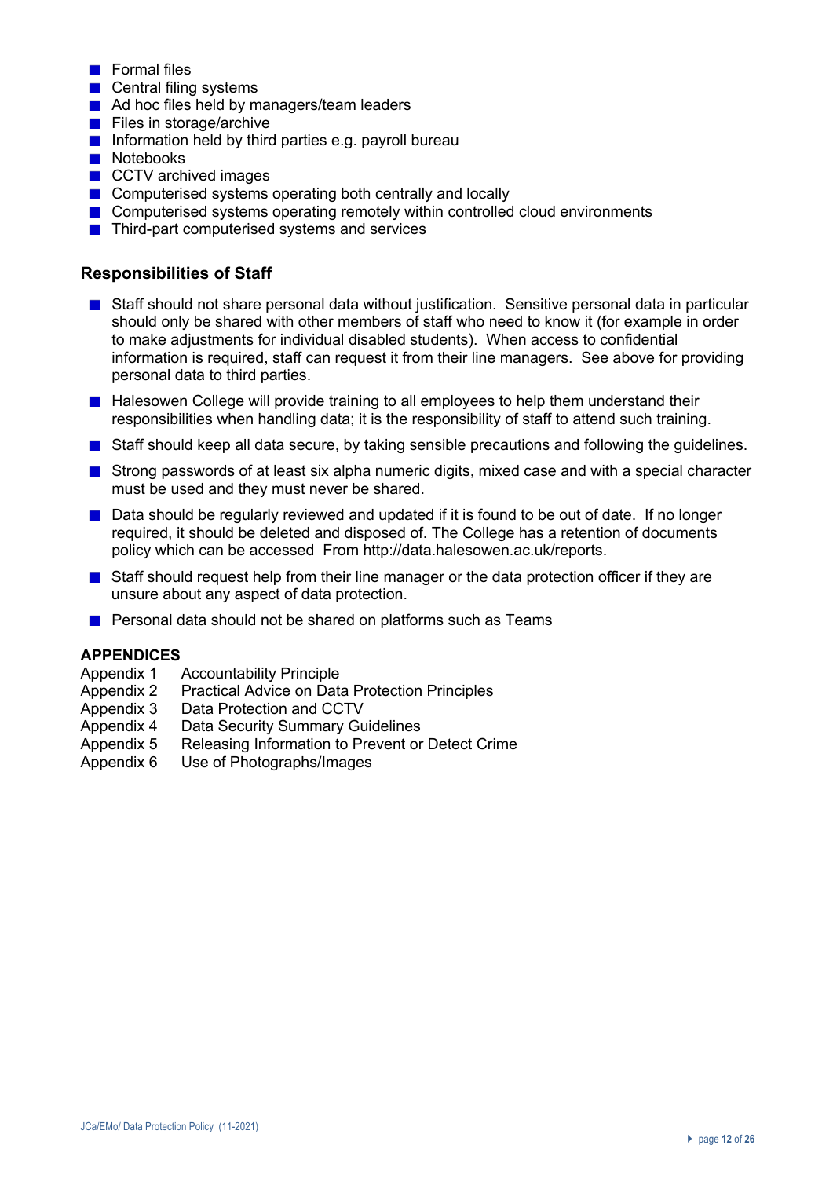- Formal files
- Central filing systems
- Ad hoc files held by managers/team leaders
- Files in storage/archive
- Information held by third parties e.g. payroll bureau
- Notebooks
- CCTV archived images
- Computerised systems operating both centrally and locally
- Computerised systems operating remotely within controlled cloud environments
- Third-part computerised systems and services

### Responsibilities of Staff

- Staff should not share personal data without justification. Sensitive personal data in particular should only be shared with other members of staff who need to know it (for example in order to make adjustments for individual disabled students). When access to confidential information is required, staff can request it from their line managers. See above for providing personal data to third parties.
- Halesowen College will provide training to all employees to help them understand their responsibilities when handling data; it is the responsibility of staff to attend such training.
- Staff should keep all data secure, by taking sensible precautions and following the guidelines.
- Strong passwords of at least six alpha numeric digits, mixed case and with a special character must be used and they must never be shared.
- Data should be regularly reviewed and updated if it is found to be out of date. If no longer required, it should be deleted and disposed of. The College has a retention of documents policy which can be accessed From http://data.halesowen.ac.uk/reports.
- Staff should request help from their line manager or the data protection officer if they are unsure about any aspect of data protection.
- Personal data should not be shared on platforms such as Teams

**APPENDICES**

Appendix 1 Accountability Principle
Appendix 2 Practical Advice on Data Protection Principles
Appendix 3 Data Protection and CCTV
Appendix 4 Data Security Summary Guidelines
Appendix 5 Releasing Information to Prevent or Detect Crime
Appendix 6 Use of Photographs/Images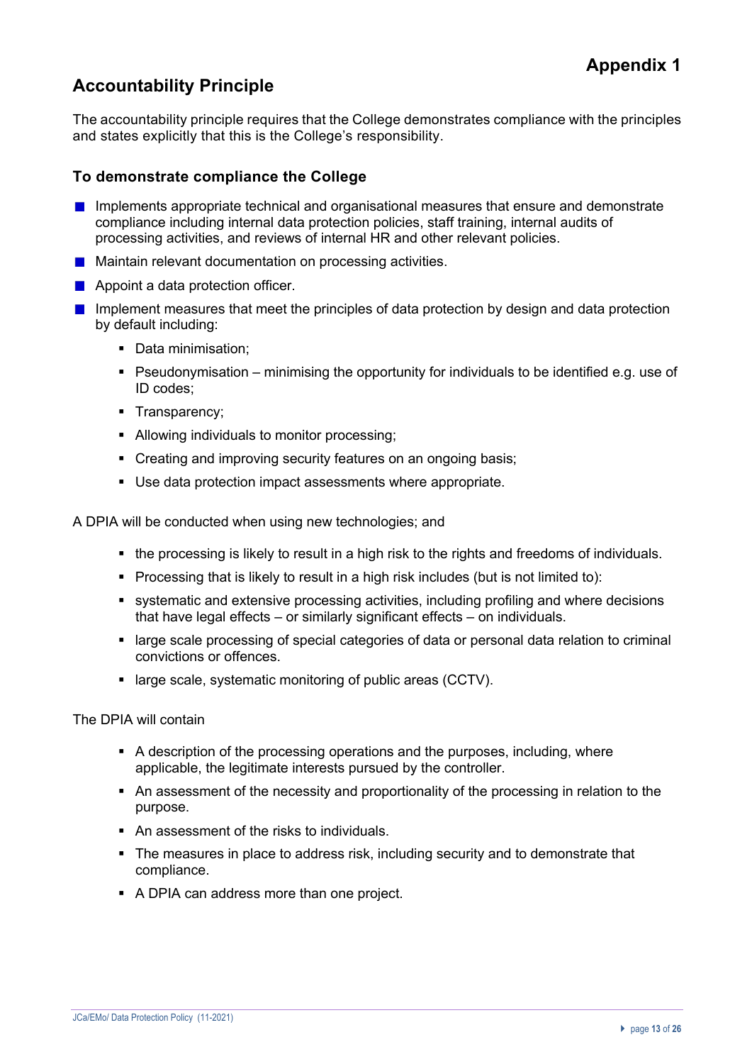# Appendix 1

## Accountability Principle

The accountability principle requires that the College demonstrates compliance with the principles and states explicitly that this is the College's responsibility.

### To demonstrate compliance the College

- Implements appropriate technical and organisational measures that ensure and demonstrate compliance including internal data protection policies, staff training, internal audits of processing activities, and reviews of internal HR and other relevant policies.
- Maintain relevant documentation on processing activities.
- Appoint a data protection officer.
- Implement measures that meet the principles of data protection by design and data protection by default including:
  - Data minimisation;
  - Pseudonymisation – minimising the opportunity for individuals to be identified e.g. use of ID codes;
  - Transparency;
  - Allowing individuals to monitor processing;
  - Creating and improving security features on an ongoing basis;
  - Use data protection impact assessments where appropriate.

A DPIA will be conducted when using new technologies; and

- the processing is likely to result in a high risk to the rights and freedoms of individuals.
- Processing that is likely to result in a high risk includes (but is not limited to):
- systematic and extensive processing activities, including profiling and where decisions that have legal effects – or similarly significant effects – on individuals.
- large scale processing of special categories of data or personal data relation to criminal convictions or offences.
- large scale, systematic monitoring of public areas (CCTV).

The DPIA will contain

- A description of the processing operations and the purposes, including, where applicable, the legitimate interests pursued by the controller.
- An assessment of the necessity and proportionality of the processing in relation to the purpose.
- An assessment of the risks to individuals.
- The measures in place to address risk, including security and to demonstrate that compliance.
- A DPIA can address more than one project.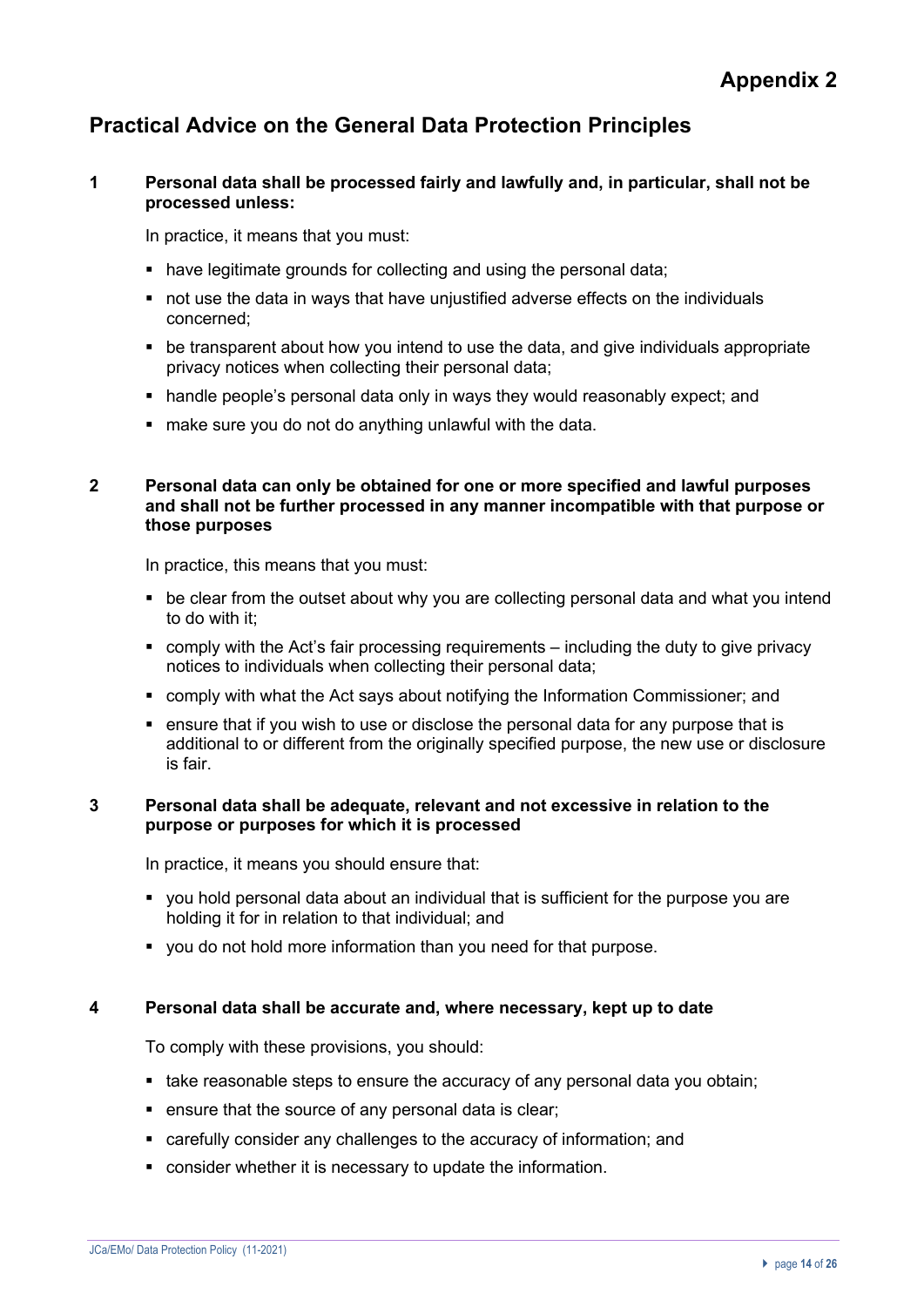# Appendix 2

## Practical Advice on the General Data Protection Principles

**1 Personal data shall be processed fairly and lawfully and, in particular, shall not be processed unless:**

In practice, it means that you must:

- have legitimate grounds for collecting and using the personal data;
- not use the data in ways that have unjustified adverse effects on the individuals concerned;
- be transparent about how you intend to use the data, and give individuals appropriate privacy notices when collecting their personal data;
- handle people's personal data only in ways they would reasonably expect; and
- make sure you do not do anything unlawful with the data.

**2 Personal data can only be obtained for one or more specified and lawful purposes and shall not be further processed in any manner incompatible with that purpose or those purposes**

In practice, this means that you must:

- be clear from the outset about why you are collecting personal data and what you intend to do with it;
- comply with the Act's fair processing requirements – including the duty to give privacy notices to individuals when collecting their personal data;
- comply with what the Act says about notifying the Information Commissioner; and
- ensure that if you wish to use or disclose the personal data for any purpose that is additional to or different from the originally specified purpose, the new use or disclosure is fair.

**3 Personal data shall be adequate, relevant and not excessive in relation to the purpose or purposes for which it is processed**

In practice, it means you should ensure that:

- you hold personal data about an individual that is sufficient for the purpose you are holding it for in relation to that individual; and
- you do not hold more information than you need for that purpose.

**4 Personal data shall be accurate and, where necessary, kept up to date**

To comply with these provisions, you should:

- take reasonable steps to ensure the accuracy of any personal data you obtain;
- ensure that the source of any personal data is clear;
- carefully consider any challenges to the accuracy of information; and
- consider whether it is necessary to update the information.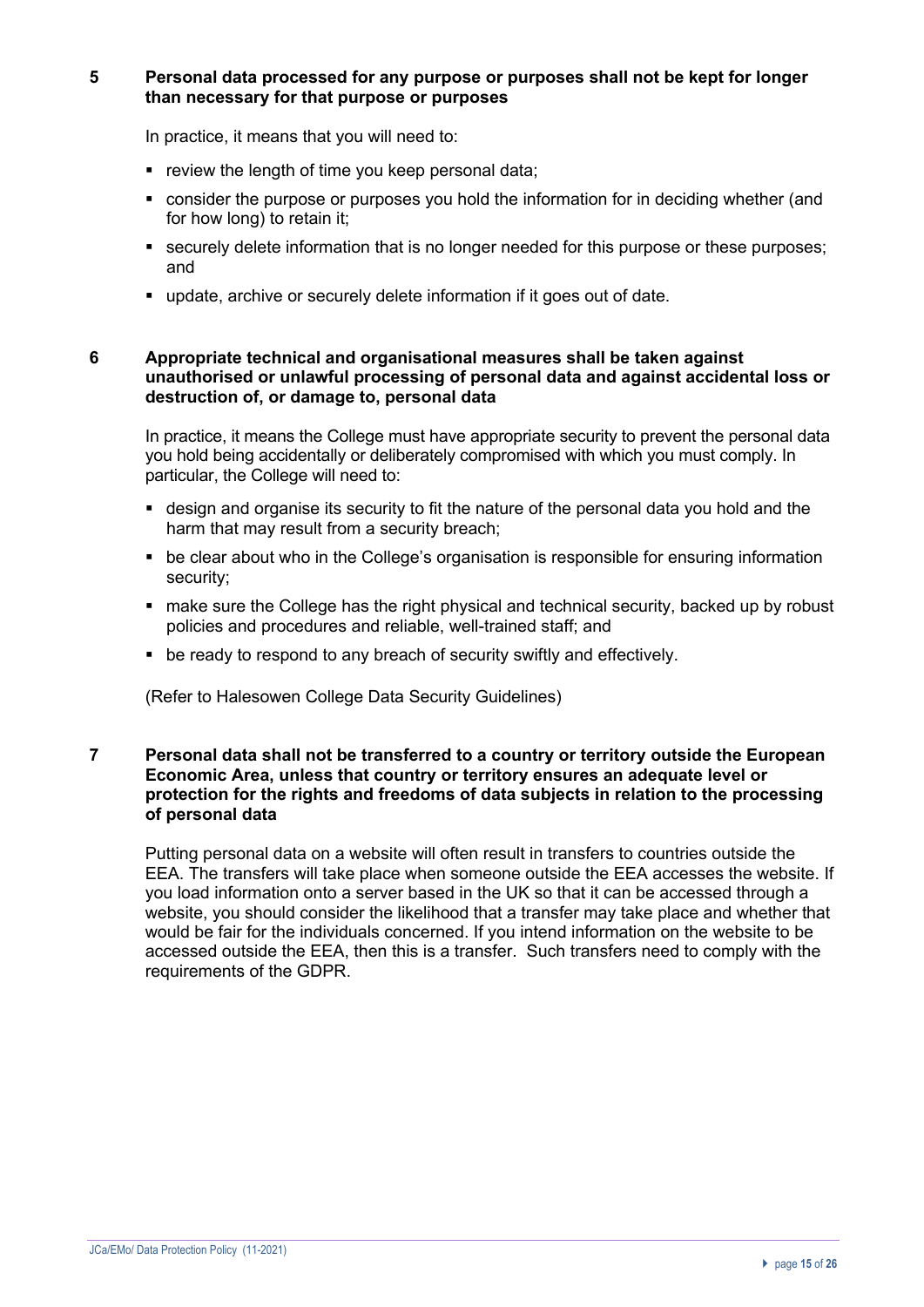**5 Personal data processed for any purpose or purposes shall not be kept for longer than necessary for that purpose or purposes**

In practice, it means that you will need to:

- review the length of time you keep personal data;
- consider the purpose or purposes you hold the information for in deciding whether (and for how long) to retain it;
- securely delete information that is no longer needed for this purpose or these purposes; and
- update, archive or securely delete information if it goes out of date.

**6 Appropriate technical and organisational measures shall be taken against unauthorised or unlawful processing of personal data and against accidental loss or destruction of, or damage to, personal data**

In practice, it means the College must have appropriate security to prevent the personal data you hold being accidentally or deliberately compromised with which you must comply. In particular, the College will need to:

- design and organise its security to fit the nature of the personal data you hold and the harm that may result from a security breach;
- be clear about who in the College's organisation is responsible for ensuring information security;
- make sure the College has the right physical and technical security, backed up by robust policies and procedures and reliable, well-trained staff; and
- be ready to respond to any breach of security swiftly and effectively.

(Refer to Halesowen College Data Security Guidelines)

**7 Personal data shall not be transferred to a country or territory outside the European Economic Area, unless that country or territory ensures an adequate level or protection for the rights and freedoms of data subjects in relation to the processing of personal data**

Putting personal data on a website will often result in transfers to countries outside the EEA. The transfers will take place when someone outside the EEA accesses the website. If you load information onto a server based in the UK so that it can be accessed through a website, you should consider the likelihood that a transfer may take place and whether that would be fair for the individuals concerned. If you intend information on the website to be accessed outside the EEA, then this is a transfer. Such transfers need to comply with the requirements of the GDPR.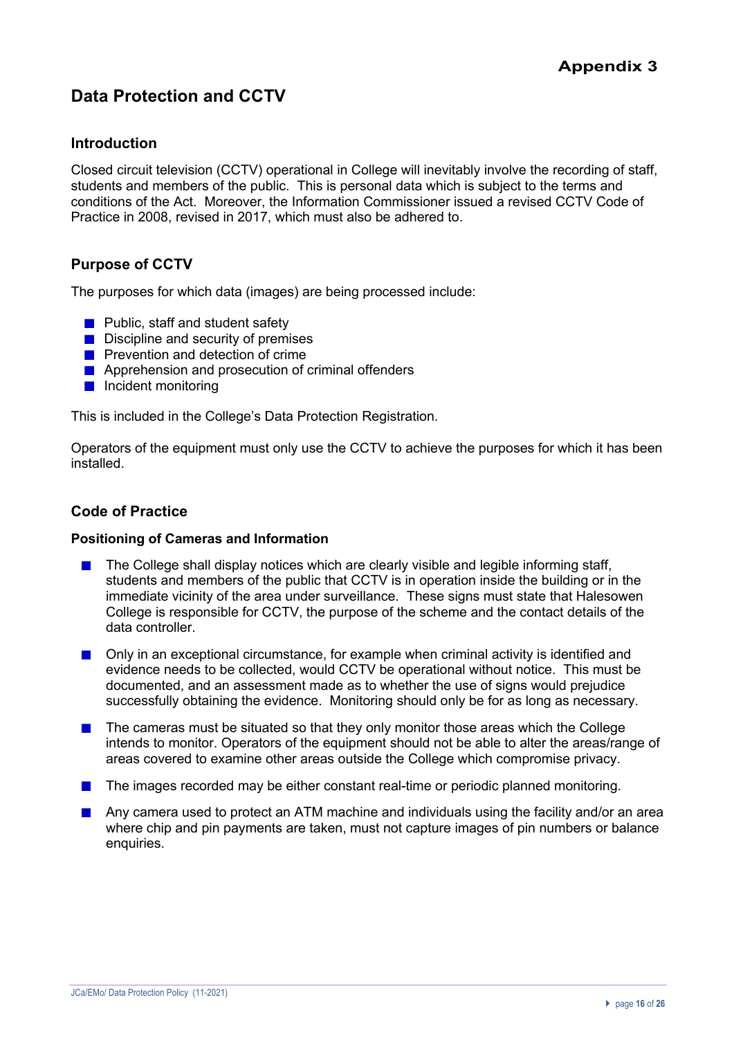**Appendix 3**

## Data Protection and CCTV

### Introduction

Closed circuit television (CCTV) operational in College will inevitably involve the recording of staff, students and members of the public. This is personal data which is subject to the terms and conditions of the Act. Moreover, the Information Commissioner issued a revised CCTV Code of Practice in 2008, revised in 2017, which must also be adhered to.

### Purpose of CCTV

The purposes for which data (images) are being processed include:

- Public, staff and student safety
- Discipline and security of premises
- Prevention and detection of crime
- Apprehension and prosecution of criminal offenders
- Incident monitoring

This is included in the College's Data Protection Registration.

Operators of the equipment must only use the CCTV to achieve the purposes for which it has been installed.

### Code of Practice

#### Positioning of Cameras and Information

- The College shall display notices which are clearly visible and legible informing staff, students and members of the public that CCTV is in operation inside the building or in the immediate vicinity of the area under surveillance. These signs must state that Halesowen College is responsible for CCTV, the purpose of the scheme and the contact details of the data controller.
- Only in an exceptional circumstance, for example when criminal activity is identified and evidence needs to be collected, would CCTV be operational without notice. This must be documented, and an assessment made as to whether the use of signs would prejudice successfully obtaining the evidence. Monitoring should only be for as long as necessary.
- The cameras must be situated so that they only monitor those areas which the College intends to monitor. Operators of the equipment should not be able to alter the areas/range of areas covered to examine other areas outside the College which compromise privacy.
- The images recorded may be either constant real-time or periodic planned monitoring.
- Any camera used to protect an ATM machine and individuals using the facility and/or an area where chip and pin payments are taken, must not capture images of pin numbers or balance enquiries.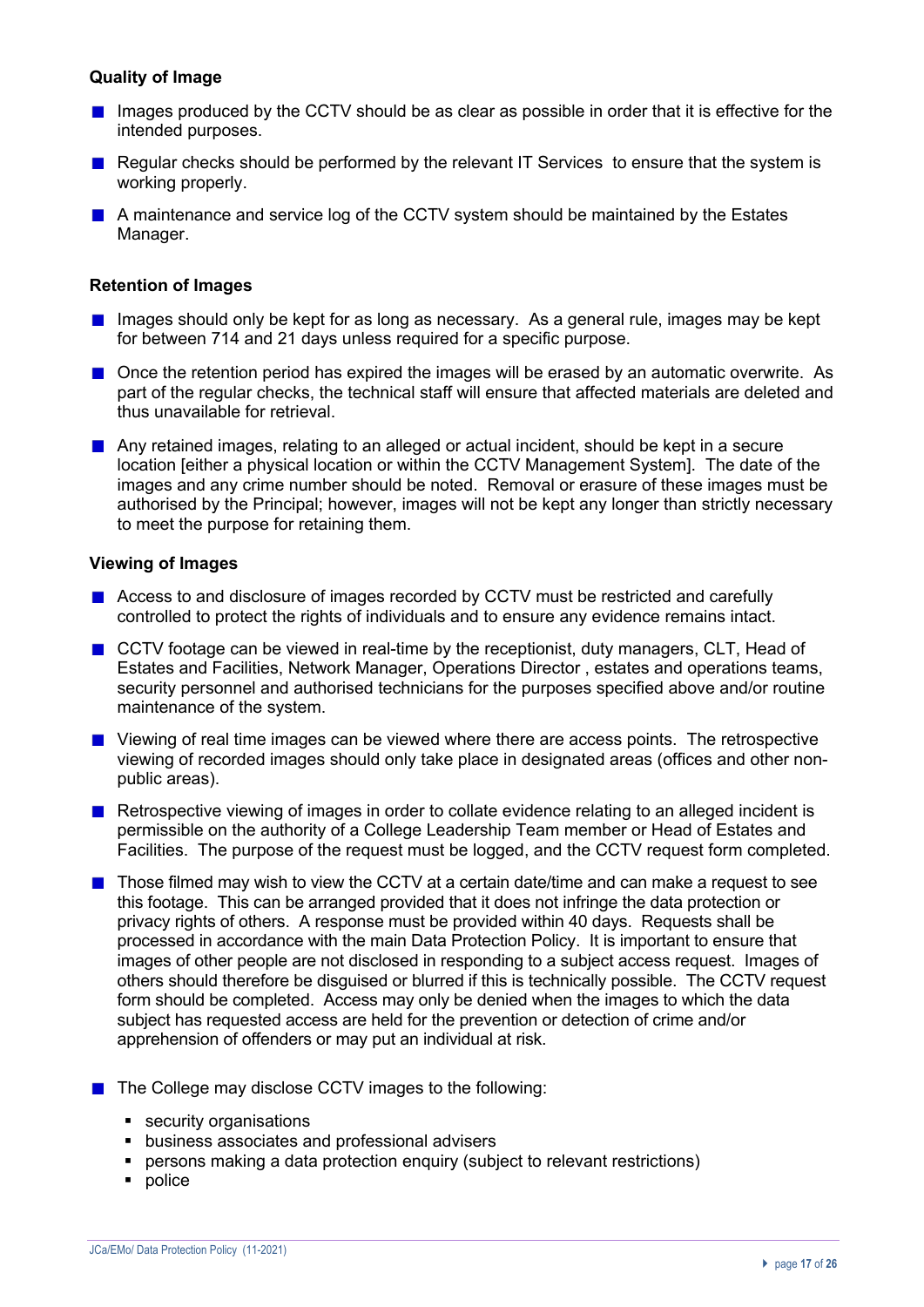### Quality of Image

- Images produced by the CCTV should be as clear as possible in order that it is effective for the intended purposes.
- Regular checks should be performed by the relevant IT Services  to ensure that the system is working properly.
- A maintenance and service log of the CCTV system should be maintained by the Estates Manager.

### Retention of Images

- Images should only be kept for as long as necessary.  As a general rule, images may be kept for between 714 and 21 days unless required for a specific purpose.
- Once the retention period has expired the images will be erased by an automatic overwrite.  As part of the regular checks, the technical staff will ensure that affected materials are deleted and thus unavailable for retrieval.
- Any retained images, relating to an alleged or actual incident, should be kept in a secure location [either a physical location or within the CCTV Management System].  The date of the images and any crime number should be noted.  Removal or erasure of these images must be authorised by the Principal; however, images will not be kept any longer than strictly necessary to meet the purpose for retaining them.

### Viewing of Images

- Access to and disclosure of images recorded by CCTV must be restricted and carefully controlled to protect the rights of individuals and to ensure any evidence remains intact.
- CCTV footage can be viewed in real-time by the receptionist, duty managers, CLT, Head of Estates and Facilities, Network Manager, Operations Director , estates and operations teams, security personnel and authorised technicians for the purposes specified above and/or routine maintenance of the system.
- Viewing of real time images can be viewed where there are access points.  The retrospective viewing of recorded images should only take place in designated areas (offices and other non-public areas).
- Retrospective viewing of images in order to collate evidence relating to an alleged incident is permissible on the authority of a College Leadership Team member or Head of Estates and Facilities.  The purpose of the request must be logged, and the CCTV request form completed.
- Those filmed may wish to view the CCTV at a certain date/time and can make a request to see this footage.  This can be arranged provided that it does not infringe the data protection or privacy rights of others.  A response must be provided within 40 days.  Requests shall be processed in accordance with the main Data Protection Policy.  It is important to ensure that images of other people are not disclosed in responding to a subject access request.  Images of others should therefore be disguised or blurred if this is technically possible.  The CCTV request form should be completed.  Access may only be denied when the images to which the data subject has requested access are held for the prevention or detection of crime and/or apprehension of offenders or may put an individual at risk.
- The College may disclose CCTV images to the following:
  - security organisations
  - business associates and professional advisers
  - persons making a data protection enquiry (subject to relevant restrictions)
  - police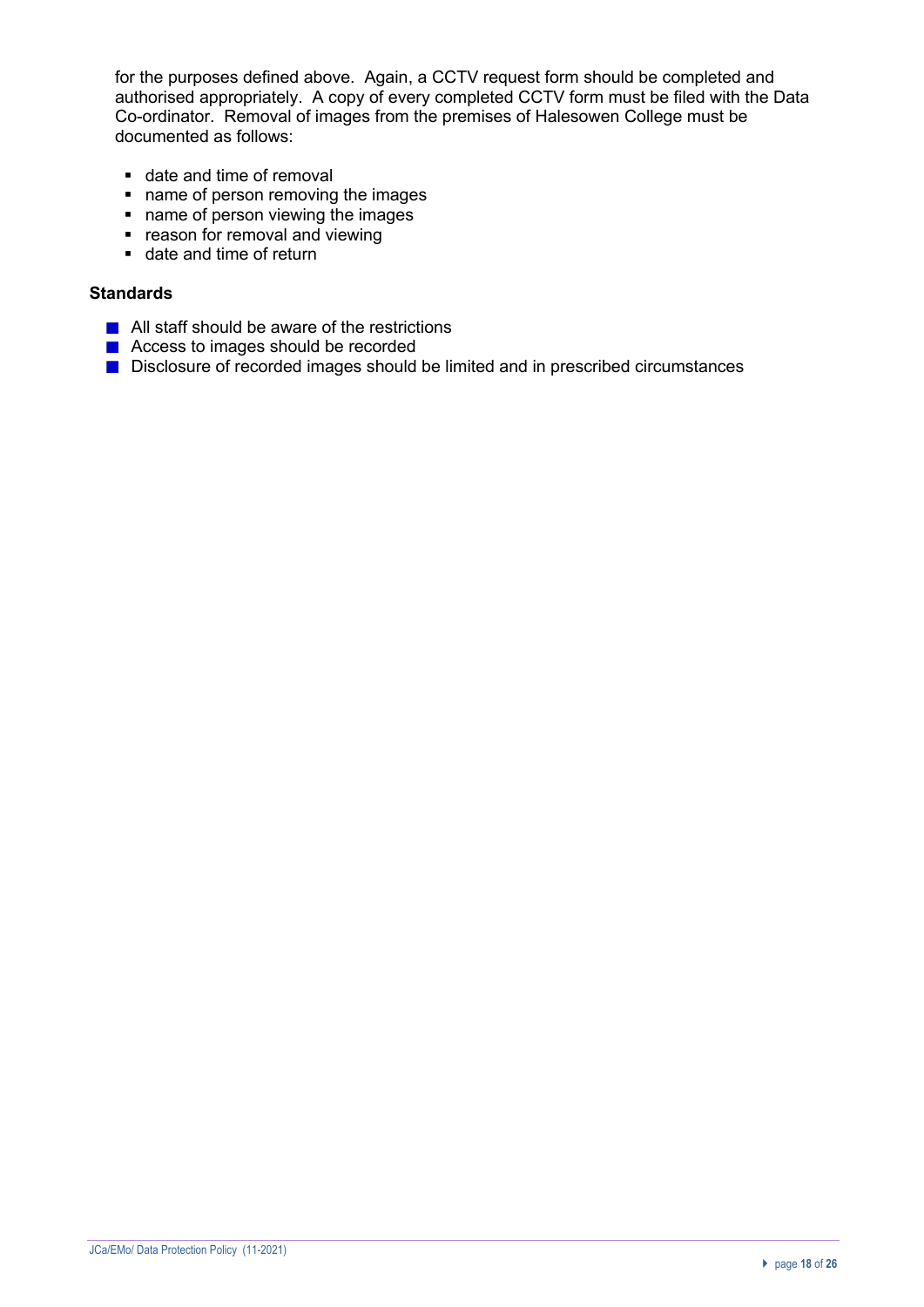for the purposes defined above. Again, a CCTV request form should be completed and authorised appropriately. A copy of every completed CCTV form must be filed with the Data Co-ordinator. Removal of images from the premises of Halesowen College must be documented as follows:

- date and time of removal
- name of person removing the images
- name of person viewing the images
- reason for removal and viewing
- date and time of return

**Standards**

- All staff should be aware of the restrictions
- Access to images should be recorded
- Disclosure of recorded images should be limited and in prescribed circumstances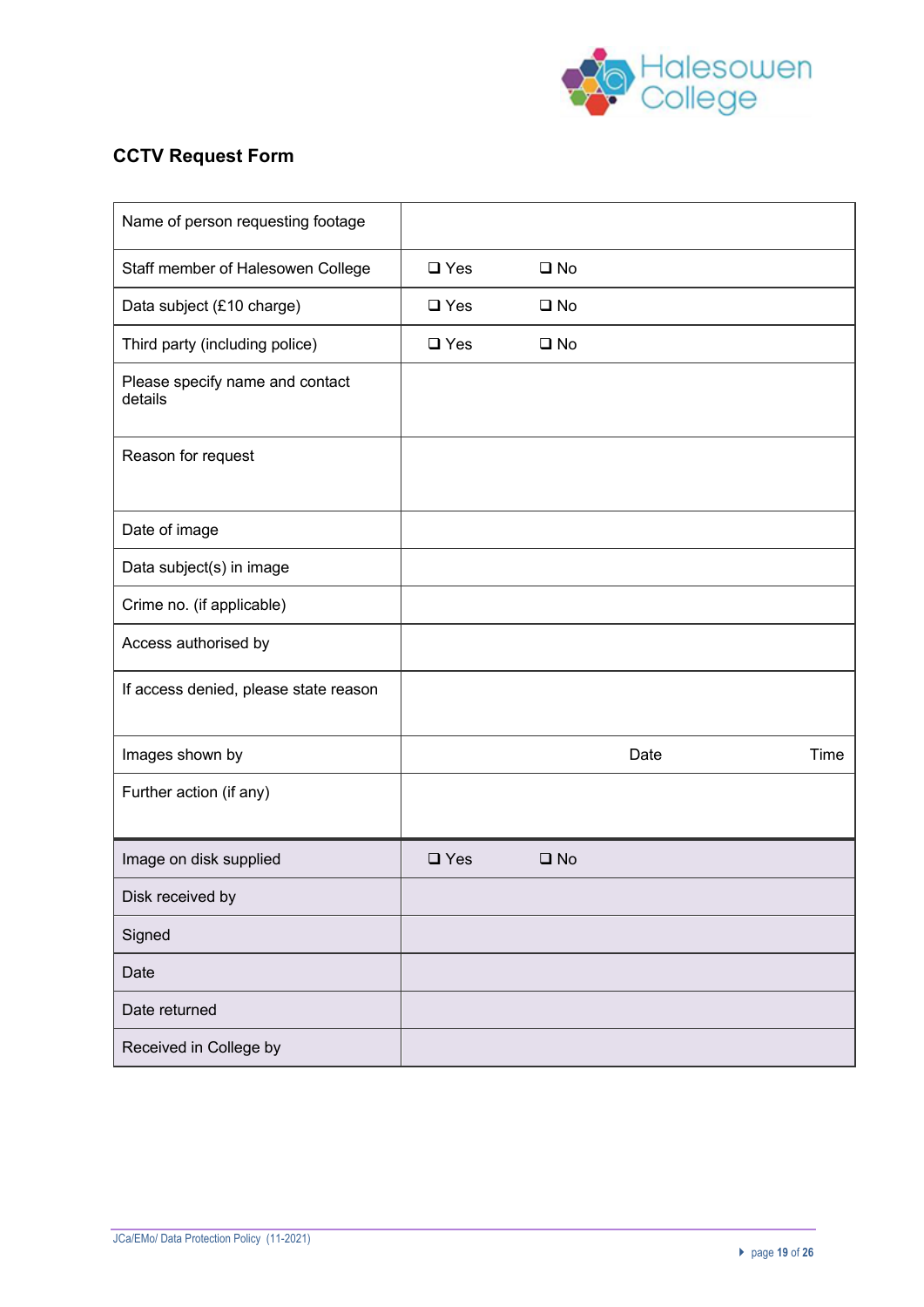## CCTV Request Form

| | | | | |
|---|---|---|---|---|
| Name of person requesting footage | | | | |
| Staff member of Halesowen College | ❑ Yes | ❑ No | | |
| Data subject (£10 charge) | ❑ Yes | ❑ No | | |
| Third party (including police) | ❑ Yes | ❑ No | | |
| Please specify name and contact details | | | | |
| Reason for request | | | | |
| Date of image | | | | |
| Data subject(s) in image | | | | |
| Crime no. (if applicable) | | | | |
| Access authorised by | | | | |
| If access denied, please state reason | | | | |
| Images shown by | | | Date | Time |
| Further action (if any) | | | | |
| Image on disk supplied | ❑ Yes | ❑ No | | |
| Disk received by | | | | |
| Signed | | | | |
| Date | | | | |
| Date returned | | | | |
| Received in College by | | | | |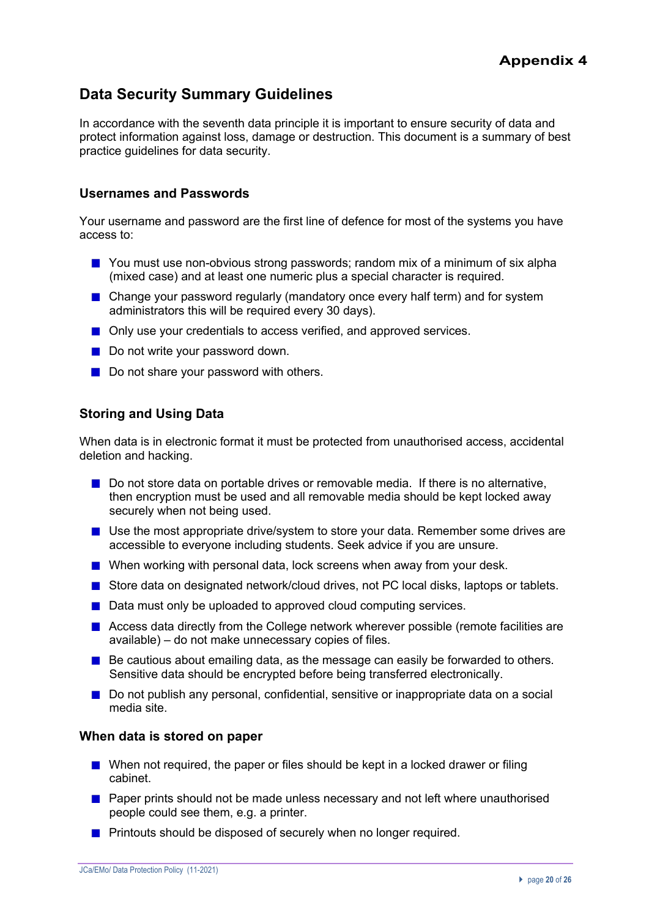**Appendix 4**

## Data Security Summary Guidelines

In accordance with the seventh data principle it is important to ensure security of data and protect information against loss, damage or destruction. This document is a summary of best practice guidelines for data security.

### Usernames and Passwords

Your username and password are the first line of defence for most of the systems you have access to:

- You must use non-obvious strong passwords; random mix of a minimum of six alpha (mixed case) and at least one numeric plus a special character is required.
- Change your password regularly (mandatory once every half term) and for system administrators this will be required every 30 days).
- Only use your credentials to access verified, and approved services.
- Do not write your password down.
- Do not share your password with others.

### Storing and Using Data

When data is in electronic format it must be protected from unauthorised access, accidental deletion and hacking.

- Do not store data on portable drives or removable media. If there is no alternative, then encryption must be used and all removable media should be kept locked away securely when not being used.
- Use the most appropriate drive/system to store your data. Remember some drives are accessible to everyone including students. Seek advice if you are unsure.
- When working with personal data, lock screens when away from your desk.
- Store data on designated network/cloud drives, not PC local disks, laptops or tablets.
- Data must only be uploaded to approved cloud computing services.
- Access data directly from the College network wherever possible (remote facilities are available) – do not make unnecessary copies of files.
- Be cautious about emailing data, as the message can easily be forwarded to others. Sensitive data should be encrypted before being transferred electronically.
- Do not publish any personal, confidential, sensitive or inappropriate data on a social media site.

### When data is stored on paper

- When not required, the paper or files should be kept in a locked drawer or filing cabinet.
- Paper prints should not be made unless necessary and not left where unauthorised people could see them, e.g. a printer.
- Printouts should be disposed of securely when no longer required.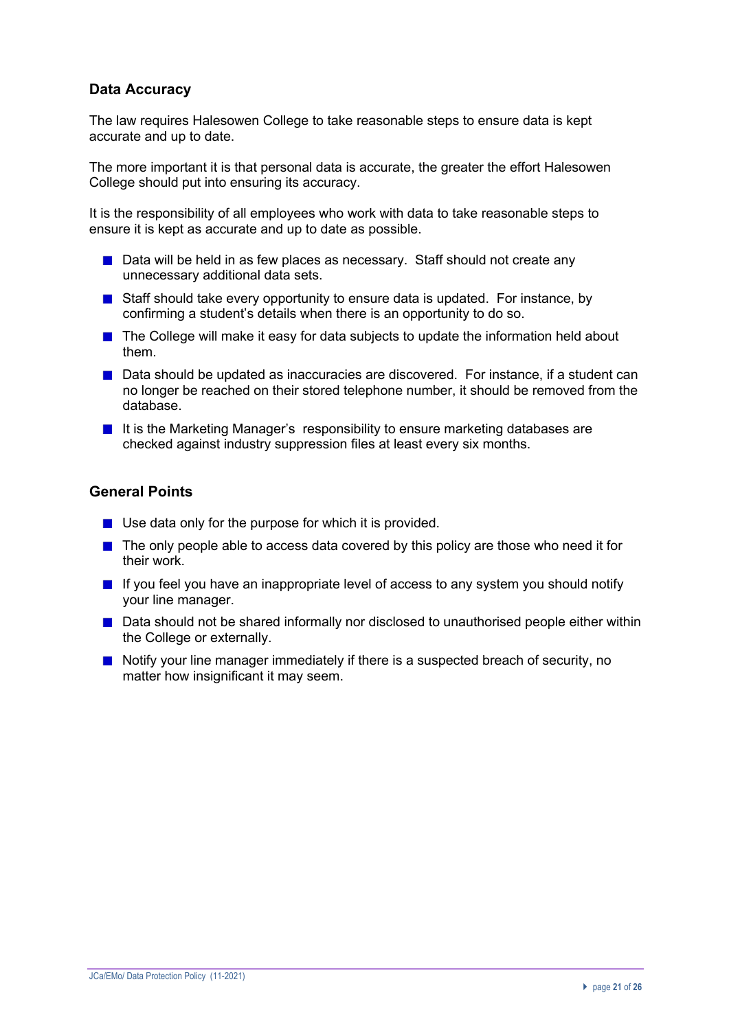## Data Accuracy

The law requires Halesowen College to take reasonable steps to ensure data is kept accurate and up to date.

The more important it is that personal data is accurate, the greater the effort Halesowen College should put into ensuring its accuracy.

It is the responsibility of all employees who work with data to take reasonable steps to ensure it is kept as accurate and up to date as possible.

- Data will be held in as few places as necessary. Staff should not create any unnecessary additional data sets.
- Staff should take every opportunity to ensure data is updated. For instance, by confirming a student's details when there is an opportunity to do so.
- The College will make it easy for data subjects to update the information held about them.
- Data should be updated as inaccuracies are discovered. For instance, if a student can no longer be reached on their stored telephone number, it should be removed from the database.
- It is the Marketing Manager's responsibility to ensure marketing databases are checked against industry suppression files at least every six months.

## General Points

- Use data only for the purpose for which it is provided.
- The only people able to access data covered by this policy are those who need it for their work.
- If you feel you have an inappropriate level of access to any system you should notify your line manager.
- Data should not be shared informally nor disclosed to unauthorised people either within the College or externally.
- Notify your line manager immediately if there is a suspected breach of security, no matter how insignificant it may seem.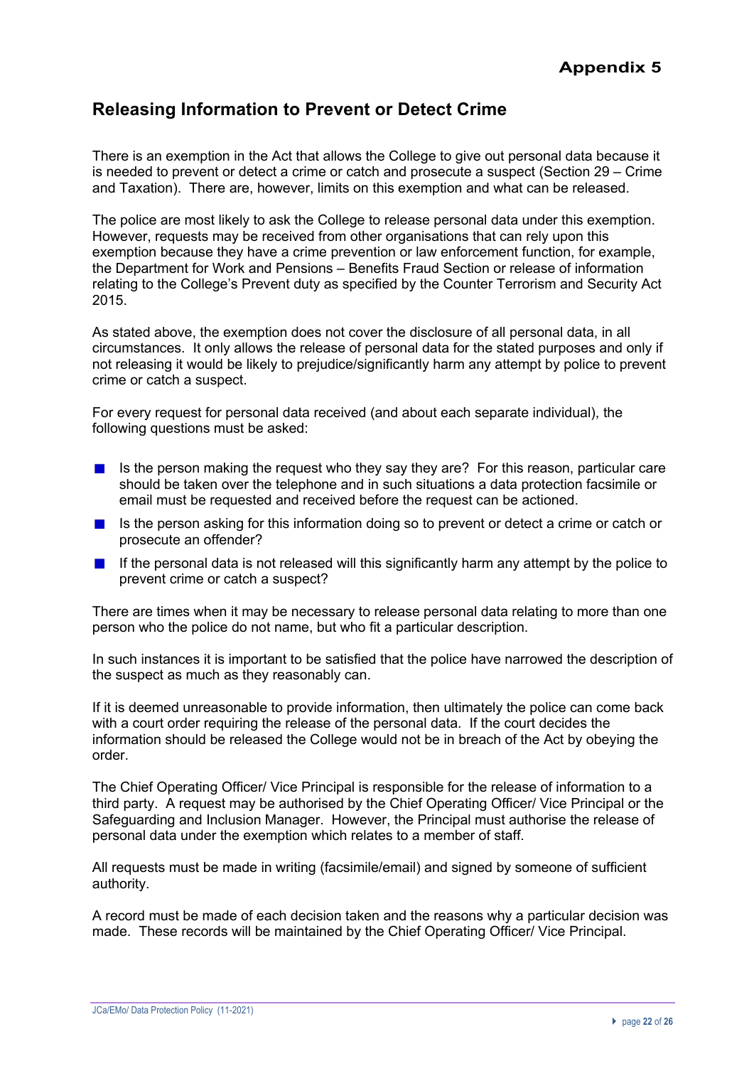# Appendix 5

## Releasing Information to Prevent or Detect Crime

There is an exemption in the Act that allows the College to give out personal data because it is needed to prevent or detect a crime or catch and prosecute a suspect (Section 29 – Crime and Taxation). There are, however, limits on this exemption and what can be released.

The police are most likely to ask the College to release personal data under this exemption. However, requests may be received from other organisations that can rely upon this exemption because they have a crime prevention or law enforcement function, for example, the Department for Work and Pensions – Benefits Fraud Section or release of information relating to the College's Prevent duty as specified by the Counter Terrorism and Security Act 2015.

As stated above, the exemption does not cover the disclosure of all personal data, in all circumstances. It only allows the release of personal data for the stated purposes and only if not releasing it would be likely to prejudice/significantly harm any attempt by police to prevent crime or catch a suspect.

For every request for personal data received (and about each separate individual), the following questions must be asked:

- Is the person making the request who they say they are? For this reason, particular care should be taken over the telephone and in such situations a data protection facsimile or email must be requested and received before the request can be actioned.
- Is the person asking for this information doing so to prevent or detect a crime or catch or prosecute an offender?
- If the personal data is not released will this significantly harm any attempt by the police to prevent crime or catch a suspect?

There are times when it may be necessary to release personal data relating to more than one person who the police do not name, but who fit a particular description.

In such instances it is important to be satisfied that the police have narrowed the description of the suspect as much as they reasonably can.

If it is deemed unreasonable to provide information, then ultimately the police can come back with a court order requiring the release of the personal data. If the court decides the information should be released the College would not be in breach of the Act by obeying the order.

The Chief Operating Officer/ Vice Principal is responsible for the release of information to a third party. A request may be authorised by the Chief Operating Officer/ Vice Principal or the Safeguarding and Inclusion Manager. However, the Principal must authorise the release of personal data under the exemption which relates to a member of staff.

All requests must be made in writing (facsimile/email) and signed by someone of sufficient authority.

A record must be made of each decision taken and the reasons why a particular decision was made. These records will be maintained by the Chief Operating Officer/ Vice Principal.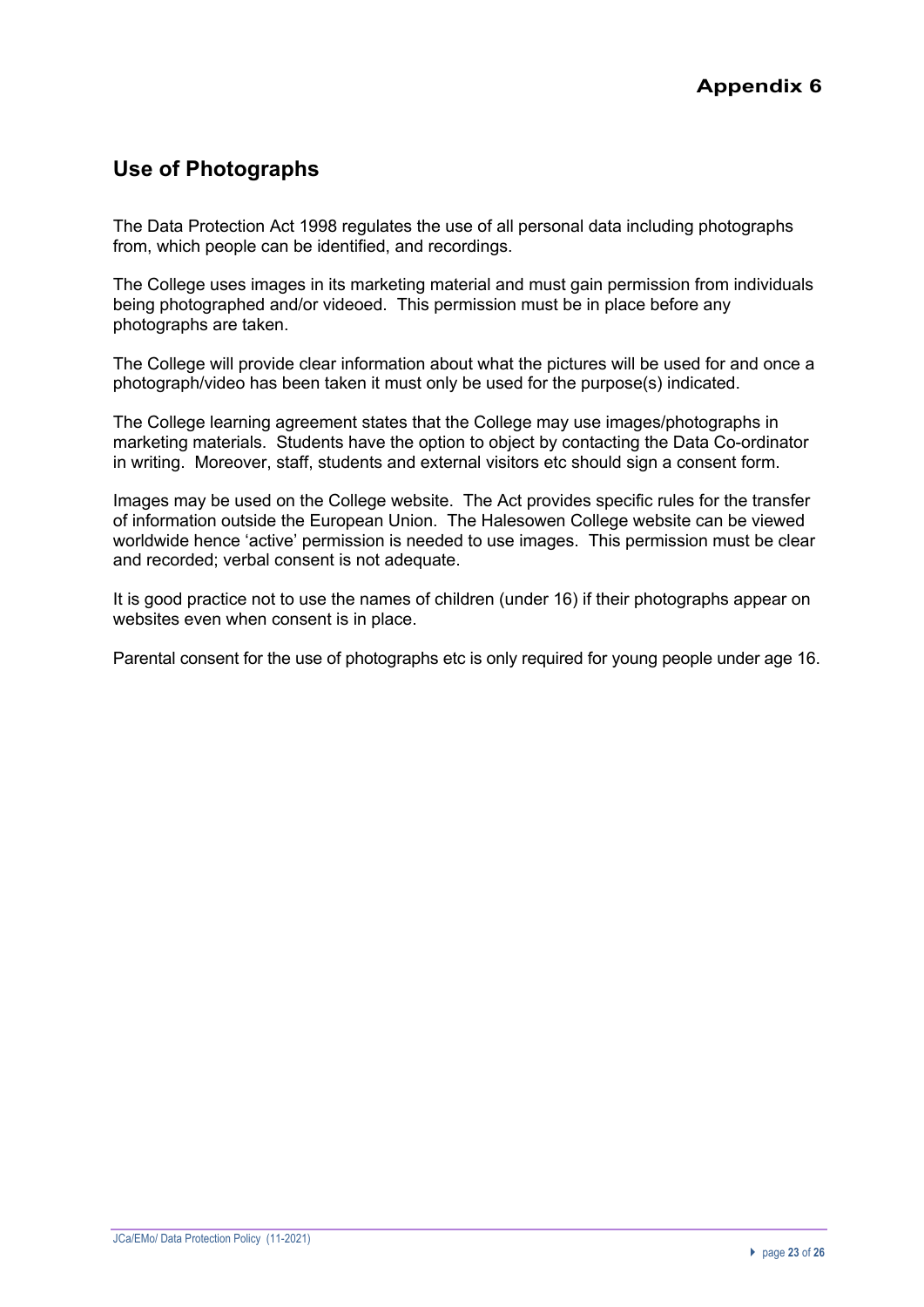# Appendix 6

## Use of Photographs

The Data Protection Act 1998 regulates the use of all personal data including photographs from, which people can be identified, and recordings.

The College uses images in its marketing material and must gain permission from individuals being photographed and/or videoed. This permission must be in place before any photographs are taken.

The College will provide clear information about what the pictures will be used for and once a photograph/video has been taken it must only be used for the purpose(s) indicated.

The College learning agreement states that the College may use images/photographs in marketing materials. Students have the option to object by contacting the Data Co-ordinator in writing. Moreover, staff, students and external visitors etc should sign a consent form.

Images may be used on the College website. The Act provides specific rules for the transfer of information outside the European Union. The Halesowen College website can be viewed worldwide hence 'active' permission is needed to use images. This permission must be clear and recorded; verbal consent is not adequate.

It is good practice not to use the names of children (under 16) if their photographs appear on websites even when consent is in place.

Parental consent for the use of photographs etc is only required for young people under age 16.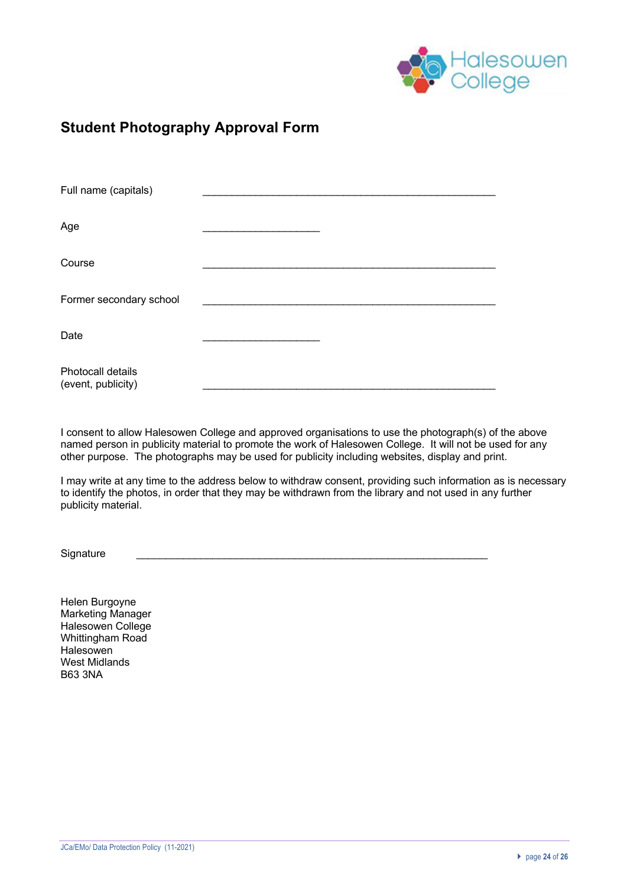## Student Photography Approval Form

Full name (capitals) ____________________________________________________

Age ____________________

Course ____________________________________________________

Former secondary school ____________________________________________________

Date ____________________

Photocall details (event, publicity) ____________________________________________________

I consent to allow Halesowen College and approved organisations to use the photograph(s) of the above named person in publicity material to promote the work of Halesowen College. It will not be used for any other purpose. The photographs may be used for publicity including websites, display and print.

I may write at any time to the address below to withdraw consent, providing such information as is necessary to identify the photos, in order that they may be withdrawn from the library and not used in any further publicity material.

Signature ____________________________________________________________

Helen Burgoyne
Marketing Manager
Halesowen College
Whittingham Road
Halesowen
West Midlands
B63 3NA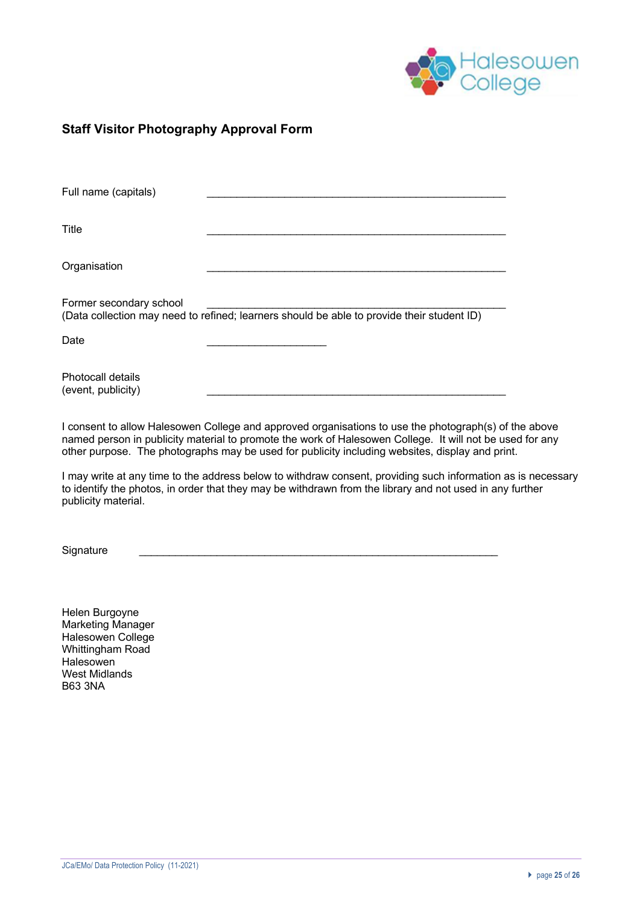## Staff Visitor Photography Approval Form

Full name (capitals) \_\_\_\_\_\_\_\_\_\_\_\_\_\_\_\_\_\_\_\_\_\_\_\_\_\_\_\_\_\_\_\_\_\_\_\_\_\_\_\_\_\_\_\_\_\_\_\_\_\_\_\_\_\_

Title \_\_\_\_\_\_\_\_\_\_\_\_\_\_\_\_\_\_\_\_\_\_\_\_\_\_\_\_\_\_\_\_\_\_\_\_\_\_\_\_\_\_\_\_\_\_\_\_\_\_\_\_\_\_

Organisation \_\_\_\_\_\_\_\_\_\_\_\_\_\_\_\_\_\_\_\_\_\_\_\_\_\_\_\_\_\_\_\_\_\_\_\_\_\_\_\_\_\_\_\_\_\_\_\_\_\_\_\_\_\_

Former secondary school \_\_\_\_\_\_\_\_\_\_\_\_\_\_\_\_\_\_\_\_\_\_\_\_\_\_\_\_\_\_\_\_\_\_\_\_\_\_\_\_\_\_\_\_\_\_\_\_\_\_\_\_\_\_
(Data collection may need to refined; learners should be able to provide their student ID)

Date \_\_\_\_\_\_\_\_\_\_\_\_\_\_\_\_\_\_\_\_\_\_

Photocall details
(event, publicity) \_\_\_\_\_\_\_\_\_\_\_\_\_\_\_\_\_\_\_\_\_\_\_\_\_\_\_\_\_\_\_\_\_\_\_\_\_\_\_\_\_\_\_\_\_\_\_\_\_\_\_\_\_\_

I consent to allow Halesowen College and approved organisations to use the photograph(s) of the above named person in publicity material to promote the work of Halesowen College. It will not be used for any other purpose. The photographs may be used for publicity including websites, display and print.

I may write at any time to the address below to withdraw consent, providing such information as is necessary to identify the photos, in order that they may be withdrawn from the library and not used in any further publicity material.

Signature \_\_\_\_\_\_\_\_\_\_\_\_\_\_\_\_\_\_\_\_\_\_\_\_\_\_\_\_\_\_\_\_\_\_\_\_\_\_\_\_\_\_\_\_\_\_\_\_\_\_\_\_\_\_\_\_\_\_\_\_\_\_

Helen Burgoyne
Marketing Manager
Halesowen College
Whittingham Road
Halesowen
West Midlands
B63 3NA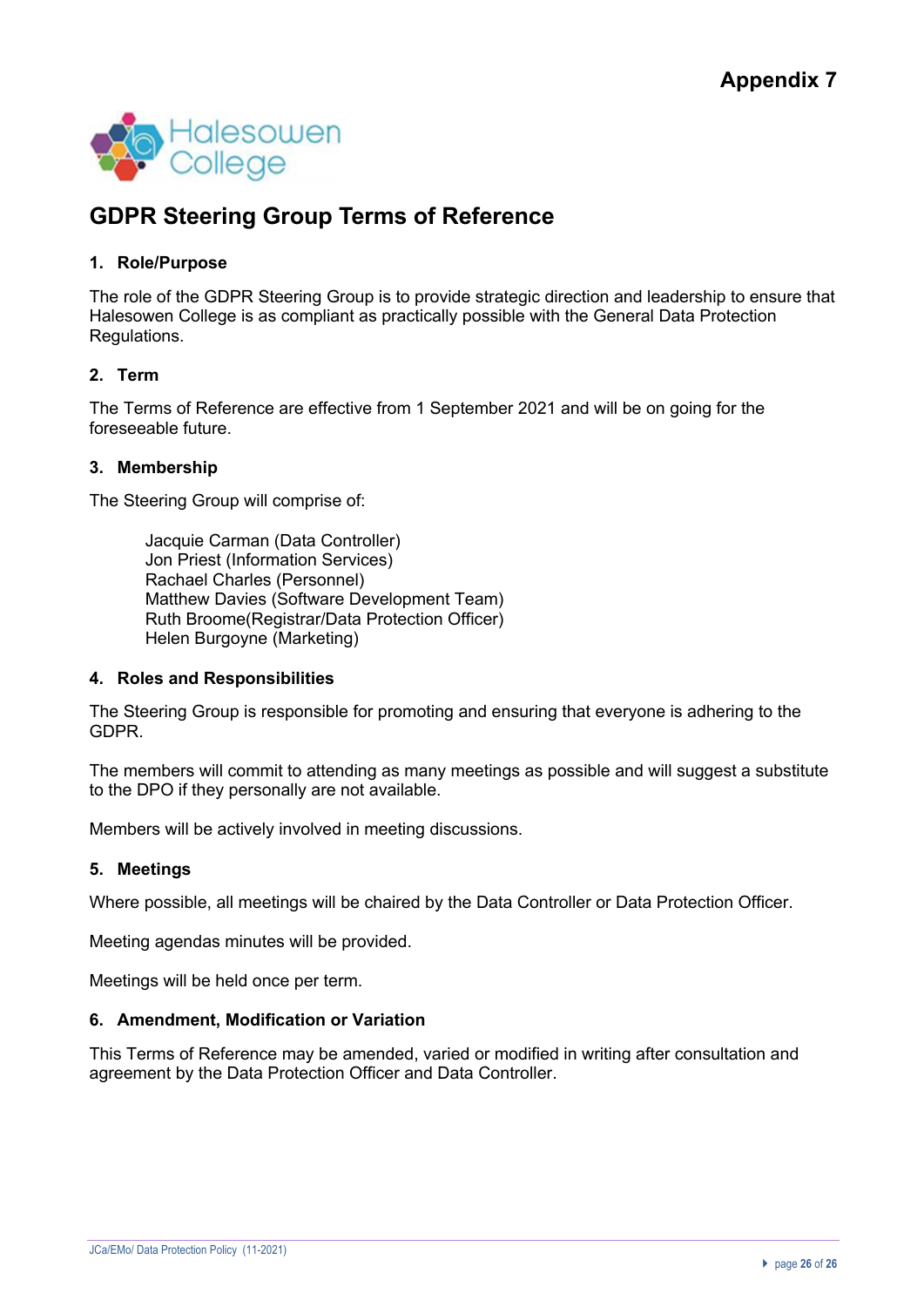Appendix 7

Halesowen College

# GDPR Steering Group Terms of Reference

### 1. Role/Purpose

The role of the GDPR Steering Group is to provide strategic direction and leadership to ensure that Halesowen College is as compliant as practically possible with the General Data Protection Regulations.

### 2. Term

The Terms of Reference are effective from 1 September 2021 and will be on going for the foreseeable future.

### 3. Membership

The Steering Group will comprise of:

Jacquie Carman (Data Controller)
Jon Priest (Information Services)
Rachael Charles (Personnel)
Matthew Davies (Software Development Team)
Ruth Broome(Registrar/Data Protection Officer)
Helen Burgoyne (Marketing)

### 4. Roles and Responsibilities

The Steering Group is responsible for promoting and ensuring that everyone is adhering to the GDPR.

The members will commit to attending as many meetings as possible and will suggest a substitute to the DPO if they personally are not available.

Members will be actively involved in meeting discussions.

### 5. Meetings

Where possible, all meetings will be chaired by the Data Controller or Data Protection Officer.

Meeting agendas minutes will be provided.

Meetings will be held once per term.

### 6. Amendment, Modification or Variation

This Terms of Reference may be amended, varied or modified in writing after consultation and agreement by the Data Protection Officer and Data Controller.